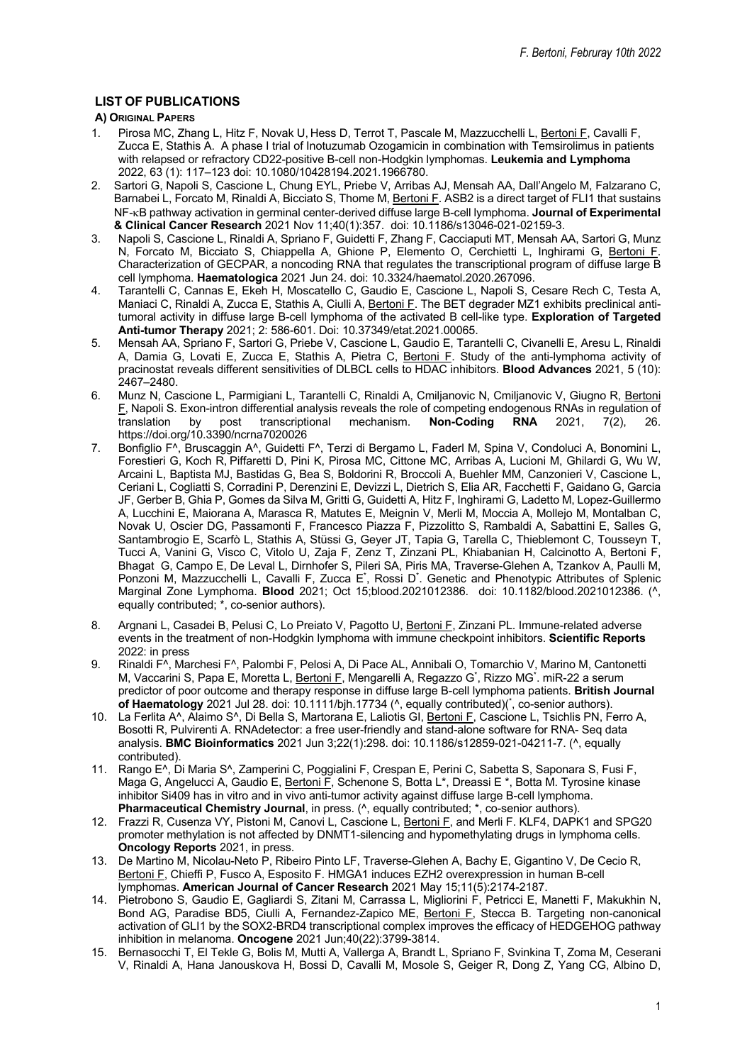## LIST OF PUBLICATIONS

### A) ORIGINAL PAPERS

1. Pirosa MC, Zhang L, Hitz F, Novak U, Hess D, Terrot T, Pascale M, Mazzucchelli L, Bertoni F, Cavalli F, Zucca E, Stathis A. A phase I trial of Inotuzumab Ozogamicin in combination with Temsirolimus in patients with relapsed or refractory CD22-positive B-cell non-Hodgkin lymphomas. **Leukemia and Lymphoma** 2022, 63 (1): 117–123 doi: 10.1080/10428194.2021.1966780.
2. Sartori G, Napoli S, Cascione L, Chung EYL, Priebe V, Arribas AJ, Mensah AA, Dall'Angelo M, Falzarano C, Barnabei L, Forcato M, Rinaldi A, Bicciato S, Thome M, Bertoni F. ASB2 is a direct target of FLI1 that sustains NF-κB pathway activation in germinal center-derived diffuse large B-cell lymphoma. **Journal of Experimental & Clinical Cancer Research** 2021 Nov 11;40(1):357. doi: 10.1186/s13046-021-02159-3.
3. Napoli S, Cascione L, Rinaldi A, Spriano F, Guidetti F, Zhang F, Cacciaputi MT, Mensah AA, Sartori G, Munz N, Forcato M, Bicciato S, Chiappella A, Ghione P, Elemento O, Cerchietti L, Inghirami G, Bertoni F. Characterization of GECPAR, a noncoding RNA that regulates the transcriptional program of diffuse large B cell lymphoma. **Haematologica** 2021 Jun 24. doi: 10.3324/haematol.2020.267096.
4. Tarantelli C, Cannas E, Ekeh H, Moscatello C, Gaudio E, Cascione L, Napoli S, Cesare Rech C, Testa A, Maniaci C, Rinaldi A, Zucca E, Stathis A, Ciulli A, Bertoni F. The BET degrader MZ1 exhibits preclinical anti-tumoral activity in diffuse large B-cell lymphoma of the activated B cell-like type. **Exploration of Targeted Anti-tumor Therapy** 2021; 2: 586-601. Doi: 10.37349/etat.2021.00065.
5. Mensah AA, Spriano F, Sartori G, Priebe V, Cascione L, Gaudio E, Tarantelli C, Civanelli E, Aresu L, Rinaldi A, Damia G, Lovati E, Zucca E, Stathis A, Pietra C, Bertoni F. Study of the anti-lymphoma activity of pracinostat reveals different sensitivities of DLBCL cells to HDAC inhibitors. **Blood Advances** 2021, 5 (10): 2467–2480.
6. Munz N, Cascione L, Parmigiani L, Tarantelli C, Rinaldi A, Cmiljanovic N, Cmiljanovic V, Giugno R, Bertoni F, Napoli S. Exon-intron differential analysis reveals the role of competing endogenous RNAs in regulation of translation by post transcriptional mechanism. **Non-Coding RNA** 2021, 7(2), 26. https://doi.org/10.3390/ncrna7020026
7. Bonfiglio F^, Bruscaggin A^, Guidetti F^, Terzi di Bergamo L, Faderl M, Spina V, Condoluci A, Bonomini L, Forestieri G, Koch R, Piffaretti D, Pini K, Pirosa MC, Cittone MC, Arribas A, Lucioni M, Ghilardi G, Wu W, Arcaini L, Baptista MJ, Bastidas G, Bea S, Boldorini R, Broccoli A, Buehler MM, Canzonieri V, Cascione L, Ceriani L, Cogliatti S, Corradini P, Derenzini E, Devizzi L, Dietrich S, Elia AR, Facchetti F, Gaidano G, Garcia JF, Gerber B, Ghia P, Gomes da Silva M, Gritti G, Guidetti A, Hitz F, Inghirami G, Ladetto M, Lopez-Guillermo A, Lucchini E, Maiorana A, Marasca R, Matutes E, Meignin V, Merli M, Moccia A, Mollejo M, Montalban C, Novak U, Oscier DG, Passamonti F, Francesco Piazza F, Pizzolitto S, Rambaldi A, Sabattini E, Salles G, Santambrogio E, Scarfò L, Stathis A, Stüssi G, Geyer JT, Tapia G, Tarella C, Thieblemont C, Tousseyn T, Tucci A, Vanini G, Visco C, Vitolo U, Zaja F, Zenz T, Zinzani PL, Khiabanian H, Calcinotto A, Bertoni F, Bhagat G, Campo E, De Leval L, Dirnhofer S, Pileri SA, Piris MA, Traverse-Glehen A, Tzankov A, Paulli M, Ponzoni M, Mazzucchelli L, Cavalli F, Zucca E*, Rossi D*. Genetic and Phenotypic Attributes of Splenic Marginal Zone Lymphoma. **Blood** 2021; Oct 15;blood.2021012386. doi: 10.1182/blood.2021012386. (^, equally contributed; *, co-senior authors).
8. Argnani L, Casadei B, Pelusi C, Lo Preiato V, Pagotto U, Bertoni F, Zinzani PL. Immune-related adverse events in the treatment of non-Hodgkin lymphoma with immune checkpoint inhibitors. **Scientific Reports** 2022: in press
9. Rinaldi F^, Marchesi F^, Palombi F, Pelosi A, Di Pace AL, Annibali O, Tomarchio V, Marino M, Cantonetti M, Vaccarini S, Papa E, Moretta L, Bertoni F, Mengarelli A, Regazzo G*, Rizzo MG*. miR-22 a serum predictor of poor outcome and therapy response in diffuse large B-cell lymphoma patients. **British Journal of Haematology** 2021 Jul 28. doi: 10.1111/bjh.17734 (^, equally contributed)(*, co-senior authors).
10. La Ferlita A^, Alaimo S^, Di Bella S, Martorana E, Laliotis GI, Bertoni F, Cascione L, Tsichlis PN, Ferro A, Bosotti R, Pulvirenti A. RNAdetector: a free user-friendly and stand-alone software for RNA- Seq data analysis. **BMC Bioinformatics** 2021 Jun 3;22(1):298. doi: 10.1186/s12859-021-04211-7. (^, equally contributed).
11. Rango E^, Di Maria S^, Zamperini C, Poggialini F, Crespan E, Perini C, Sabetta S, Saponara S, Fusi F, Maga G, Angelucci A, Gaudio E, Bertoni F, Schenone S, Botta L*, Dreassi E *, Botta M. Tyrosine kinase inhibitor Si409 has in vitro and in vivo anti-tumor activity against diffuse large B-cell lymphoma. **Pharmaceutical Chemistry Journal**, in press. (^, equally contributed; *, co-senior authors).
12. Frazzi R, Cusenza VY, Pistoni M, Canovi L, Cascione L, Bertoni F, and Merli F. KLF4, DAPK1 and SPG20 promoter methylation is not affected by DNMT1-silencing and hypomethylating drugs in lymphoma cells. **Oncology Reports** 2021, in press.
13. De Martino M, Nicolau-Neto P, Ribeiro Pinto LF, Traverse-Glehen A, Bachy E, Gigantino V, De Cecio R, Bertoni F, Chieffi P, Fusco A, Esposito F. HMGA1 induces EZH2 overexpression in human B-cell lymphomas. **American Journal of Cancer Research** 2021 May 15;11(5):2174-2187.
14. Pietrobono S, Gaudio E, Gagliardi S, Zitani M, Carrassa L, Migliorini F, Petricci E, Manetti F, Makukhin N, Bond AG, Paradise BD5, Ciulli A, Fernandez-Zapico ME, Bertoni F, Stecca B. Targeting non-canonical activation of GLI1 by the SOX2-BRD4 transcriptional complex improves the efficacy of HEDGEHOG pathway inhibition in melanoma. **Oncogene** 2021 Jun;40(22):3799-3814.
15. Bernasocchi T, El Tekle G, Bolis M, Mutti A, Vallerga A, Brandt L, Spriano F, Svinkina T, Zoma M, Ceserani V, Rinaldi A, Hana Janouskova H, Bossi D, Cavalli M, Mosole S, Geiger R, Dong Z, Yang CG, Albino D,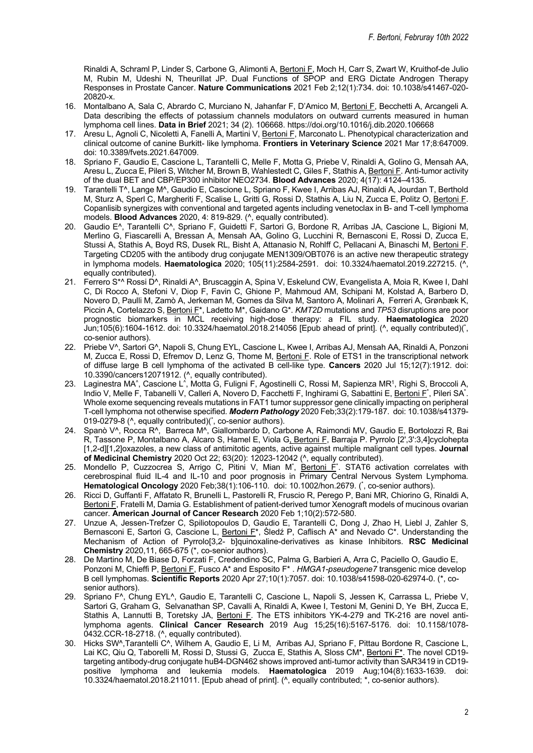Rinaldi A, Schraml P, Linder S, Carbone G, Alimonti A, Bertoni F, Moch H, Carr S, Zwart W, Kruithof-de Julio M, Rubin M, Udeshi N, Theurillat JP. Dual Functions of SPOP and ERG Dictate Androgen Therapy Responses in Prostate Cancer. **Nature Communications** 2021 Feb 2;12(1):734. doi: 10.1038/s41467-020-20820-x.

16. Montalbano A, Sala C, Abrardo C, Murciano N, Jahanfar F, D'Amico M, Bertoni F, Becchetti A, Arcangeli A. Data describing the effects of potassium channels modulators on outward currents measured in human lymphoma cell lines. **Data in Brief** 2021; 34 (2). 106668. https://doi.org/10.1016/j.dib.2020.106668
17. Aresu L, Agnoli C, Nicoletti A, Fanelli A, Martini V, Bertoni F, Marconato L. Phenotypical characterization and clinical outcome of canine Burkitt- like lymphoma. **Frontiers in Veterinary Science** 2021 Mar 17;8:647009. doi: 10.3389/fvets.2021.647009.
18. Spriano F, Gaudio E, Cascione L, Tarantelli C, Melle F, Motta G, Priebe V, Rinaldi A, Golino G, Mensah AA, Aresu L, Zucca E, Pileri S, Witcher M, Brown B, Wahlestedt C, Giles F, Stathis A, Bertoni F. Anti-tumor activity of the dual BET and CBP/EP300 inhibitor NEO2734. **Blood Advances** 2020; 4(17): 4124–4135.
19. Tarantelli T^, Lange M^, Gaudio E, Cascione L, Spriano F, Kwee I, Arribas AJ, Rinaldi A, Jourdan T, Berthold M, Sturz A, Sperl C, Margheriti F, Scalise L, Gritti G, Rossi D, Stathis A, Liu N, Zucca E, Politz O, Bertoni F. Copanlisib synergizes with conventional and targeted agents including venetoclax in B- and T-cell lymphoma models. **Blood Advances** 2020, 4: 819-829. (^, equally contributed).
20. Gaudio E^, Tarantelli C^, Spriano F, Guidetti F, Sartori G, Bordone R, Arribas JA, Cascione L, Bigioni M, Merlino G, Fiascarelli A, Bressan A, Mensah AA, Golino G, Lucchini R, Bernasconi E, Rossi D, Zucca E, Stussi A, Stathis A, Boyd RS, Dusek RL, Bisht A, Attanasio N, Rohlff C, Pellacani A, Binaschi M, Bertoni F. Targeting CD205 with the antibody drug conjugate MEN1309/OBT076 is an active new therapeutic strategy in lymphoma models. **Haematologica** 2020; 105(11):2584-2591. doi: 10.3324/haematol.2019.227215. (^, equally contributed).
21. Ferrero S*^ Rossi D^, Rinaldi A^, Bruscaggin A, Spina V, Eskelund CW, Evangelista A, Moia R, Kwee I, Dahl C, Di Rocco A, Stefoni V, Diop F, Favin C, Ghione P, Mahmoud AM, Schipani M, Kolstad A, Barbero D, Novero D, Paulli M, Zamò A, Jerkeman M, Gomes da Silva M, Santoro A, Molinari A, Ferreri A, Grønbæk K, Piccin A, Cortelazzo S, Bertoni F*, Ladetto M*, Gaidano G*. *KMT2D* mutations and *TP53* disruptions are poor prognostic biomarkers in MCL receiving high-dose therapy: a FIL study. **Haematologica** 2020 Jun;105(6):1604-1612. doi: 10.3324/haematol.2018.214056 [Epub ahead of print]. (^, equally contributed)(*, co-senior authors).
22. Priebe V^, Sartori G^, Napoli S, Chung EYL, Cascione L, Kwee I, Arribas AJ, Mensah AA, Rinaldi A, Ponzoni M, Zucca E, Rossi D, Efremov D, Lenz G, Thome M, Bertoni F. Role of ETS1 in the transcriptional network of diffuse large B cell lymphoma of the activated B cell-like type. **Cancers** 2020 Jul 15;12(7):1912. doi: 10.3390/cancers12071912. (^, equally contributed).
23. Laginestra MA^, Cascione L^, Motta G, Fuligni F, Agostinelli C, Rossi M, Sapienza MR[1], Righi S, Broccoli A, Indio V, Melle F, Tabanelli V, Calleri A, Novero D, Facchetti F, Inghirami G, Sabattini E, Bertoni F*, Pileri SA*. Whole exome sequencing reveals mutations in FAT1 tumor suppressor gene clinically impacting on peripheral T-cell lymphoma not otherwise specified. ***Modern Pathology*** 2020 Feb;33(2):179-187. doi: 10.1038/s41379-019-0279-8 (^, equally contributed)(*, co-senior authors).
24. Spanò V^, Rocca R^, Barreca M^, Giallombardo D, Carbone A, Raimondi MV, Gaudio E, Bortolozzi R, Bai R, Tassone P, Montalbano A, Alcaro S, Hamel E, Viola G, Bertoni F, Barraja P. Pyrrolo [2',3':3,4]cyclohepta [1,2-d][1,2]oxazoles, a new class of antimitotic agents, active against multiple malignant cell types. **Journal of Medicinal Chemistry** 2020 Oct 22; 63(20): 12023-12042 (^, equally contributed).
25. Mondello P, Cuzzocrea S, Arrigo C, Pitini V, Mian M*, Bertoni F*. STAT6 activation correlates with cerebrospinal fluid IL-4 and IL-10 and poor prognosis in Primary Central Nervous System Lymphoma. **Hematological Oncology** 2020 Feb;38(1):106-110. doi: 10.1002/hon.2679. (*, co-senior authors).
26. Ricci D, Guffanti F, Affatato R, Brunelli L, Pastorelli R, Fruscio R, Perego P, Bani MR, Chiorino G, Rinaldi A, Bertoni F, Fratelli M, Damia G. Establishment of patient-derived tumor Xenograft models of mucinous ovarian cancer. **American Journal of Cancer Research** 2020 Feb 1;10(2):572-580.
27. Unzue A, Jessen-Trefzer C, Spiliotopoulos D, Gaudio E, Tarantelli C, Dong J, Zhao H, Liebl J, Zahler S, Bernasconi E, Sartori G, Cascione L, Bertoni F*, Śledź P, Caflisch A* and Nevado C*. Understanding the Mechanism of Action of Pyrrolo[3,2- b]quinoxaline-derivatives as kinase Inhibitors. **RSC Medicinal Chemistry** 2020,11, 665-675 (*, co-senior authors).
28. De Martino M, De Biase D, Forzati F, Credendino SC, Palma G, Barbieri A, Arra C, Paciello O, Gaudio E, Ponzoni M, Chieffi P, Bertoni F, Fusco A* and Esposito F* . *HMGA1-pseudogene7* transgenic mice develop B cell lymphomas. **Scientific Reports** 2020 Apr 27;10(1):7057. doi: 10.1038/s41598-020-62974-0. (*, co-senior authors).
29. Spriano F^, Chung EYL^, Gaudio E, Tarantelli C, Cascione L, Napoli S, Jessen K, Carrassa L, Priebe V, Sartori G, Graham G, Selvanathan SP, Cavalli A, Rinaldi A, Kwee I, Testoni M, Genini D, Ye BH, Zucca E, Stathis A, Lannutti B, Toretsky JA, Bertoni F. The ETS inhibitors YK-4-279 and TK-216 are novel anti-lymphoma agents. **Clinical Cancer Research** 2019 Aug 15;25(16):5167-5176. doi: 10.1158/1078-0432.CCR-18-2718. (^, equally contributed).
30. Hicks SW^,Tarantelli C^, Wilhem A, Gaudio E, Li M, Arribas AJ, Spriano F, Pittau Bordone R, Cascione L, Lai KC, Qiu Q, Taborelli M, Rossi D, Stussi G, Zucca E, Stathis A, Sloss CM*, Bertoni F*. The novel CD19-targeting antibody-drug conjugate huB4-DGN462 shows improved anti-tumor activity than SAR3419 in CD19-positive lymphoma and leukemia models. **Haematologica** 2019 Aug;104(8):1633-1639. doi: 10.3324/haematol.2018.211011. [Epub ahead of print]. (^, equally contributed; *, co-senior authors).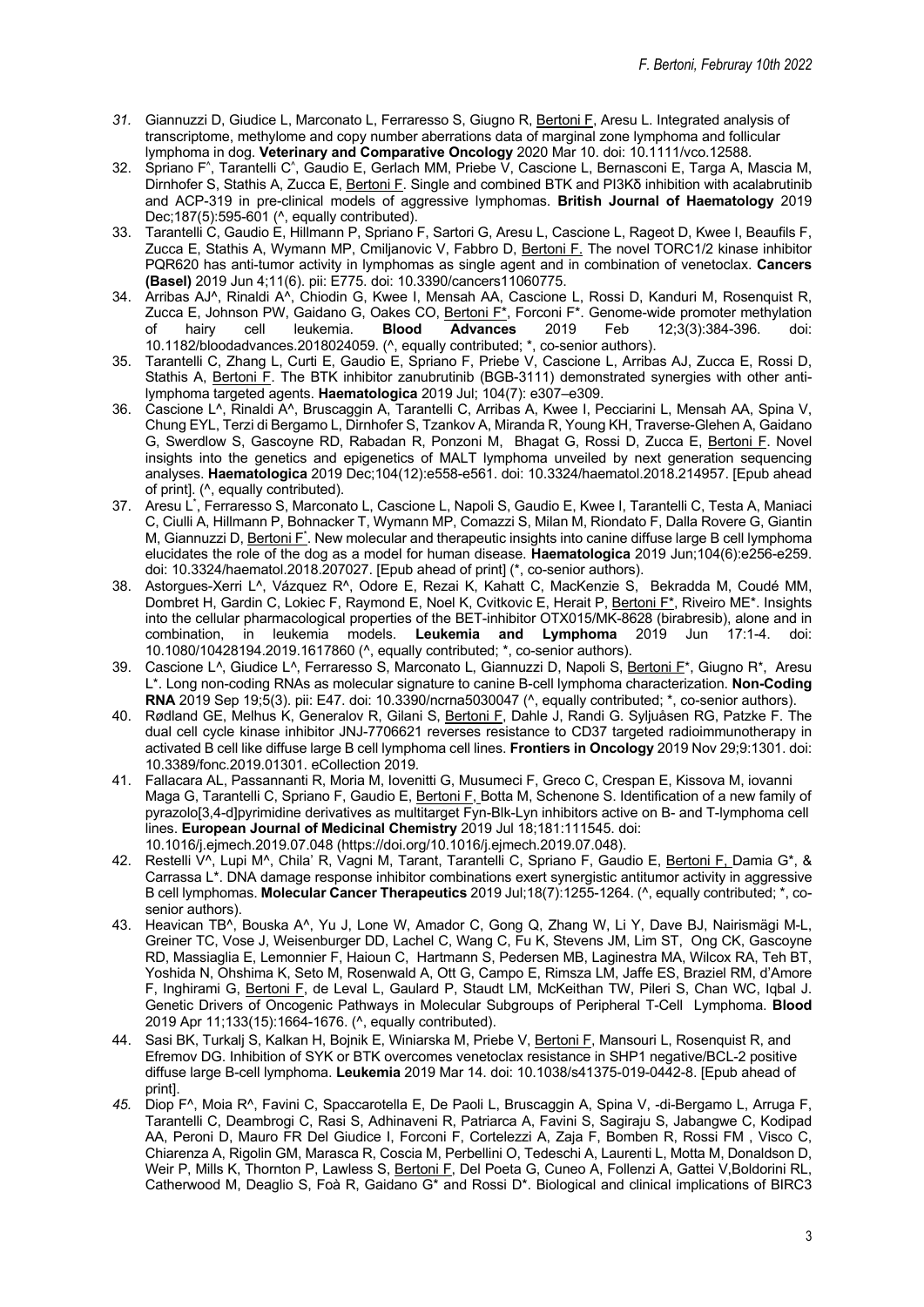31. Giannuzzi D, Giudice L, Marconato L, Ferraresso S, Giugno R, Bertoni F, Aresu L. Integrated analysis of transcriptome, methylome and copy number aberrations data of marginal zone lymphoma and follicular lymphoma in dog. **Veterinary and Comparative Oncology** 2020 Mar 10. doi: 10.1111/vco.12588.
32. Spriano F^, Tarantelli C^, Gaudio E, Gerlach MM, Priebe V, Cascione L, Bernasconi E, Targa A, Mascia M, Dirnhofer S, Stathis A, Zucca E, Bertoni F. Single and combined BTK and PI3Kδ inhibition with acalabrutinib and ACP-319 in pre-clinical models of aggressive lymphomas. **British Journal of Haematology** 2019 Dec;187(5):595-601 (^, equally contributed).
33. Tarantelli C, Gaudio E, Hillmann P, Spriano F, Sartori G, Aresu L, Cascione L, Rageot D, Kwee I, Beaufils F, Zucca E, Stathis A, Wymann MP, Cmiljanovic V, Fabbro D, Bertoni F. The novel TORC1/2 kinase inhibitor PQR620 has anti-tumor activity in lymphomas as single agent and in combination of venetoclax. **Cancers (Basel)** 2019 Jun 4;11(6). pii: E775. doi: 10.3390/cancers11060775.
34. Arribas AJ^, Rinaldi A^, Chiodin G, Kwee I, Mensah AA, Cascione L, Rossi D, Kanduri M, Rosenquist R, Zucca E, Johnson PW, Gaidano G, Oakes CO, Bertoni F*, Forconi F*. Genome-wide promoter methylation of hairy cell leukemia. **Blood Advances** 2019 Feb 12;3(3):384-396. doi: 10.1182/bloodadvances.2018024059. (^, equally contributed; *, co-senior authors).
35. Tarantelli C, Zhang L, Curti E, Gaudio E, Spriano F, Priebe V, Cascione L, Arribas AJ, Zucca E, Rossi D, Stathis A, Bertoni F. The BTK inhibitor zanubrutinib (BGB-3111) demonstrated synergies with other anti-lymphoma targeted agents. **Haematologica** 2019 Jul; 104(7): e307–e309.
36. Cascione L^, Rinaldi A^, Bruscaggin A, Tarantelli C, Arribas AJ, Kwee I, Pecciarini L, Mensah AA, Spina V, Chung EYL, Terzi di Bergamo L, Dirnhofer S, Tzankov A, Miranda R, Young KH, Traverse-Glehen A, Gaidano G, Swerdlow S, Gascoyne RD, Rabadan R, Ponzoni M, Bhagat G, Rossi D, Zucca E, Bertoni F. Novel insights into the genetics and epigenetics of MALT lymphoma unveiled by next generation sequencing analyses. **Haematologica** 2019 Dec;104(12):e558-e561. doi: 10.3324/haematol.2018.214957. [Epub ahead of print]. (^, equally contributed).
37. Aresu L*, Ferraresso S, Marconato L, Cascione L, Napoli S, Gaudio E, Kwee I, Tarantelli C, Testa A, Maniaci C, Ciulli A, Hillmann P, Bohnacker T, Wymann MP, Comazzi S, Milan M, Riondato F, Dalla Rovere G, Giantin M, Giannuzzi D, Bertoni F*. New molecular and therapeutic insights into canine diffuse large B cell lymphoma elucidates the role of the dog as a model for human disease. **Haematologica** 2019 Jun;104(6):e256-e259. doi: 10.3324/haematol.2018.207027. [Epub ahead of print] (*, co-senior authors).
38. Astorgues-Xerri L^, Vázquez R^, Odore E, Rezai K, Kahatt C, MacKenzie S, Bekradda M, Coudé MM, Dombret H, Gardin C, Lokiec F, Raymond E, Noel K, Cvitkovic E, Herait P, Bertoni F*, Riveiro ME*. Insights into the cellular pharmacological properties of the BET-inhibitor OTX015/MK-8628 (birabresib), alone and in combination, in leukemia models. **Leukemia and Lymphoma** 2019 Jun 17:1-4. doi: 10.1080/10428194.2019.1617860 (^, equally contributed; *, co-senior authors).
39. Cascione L^, Giudice L^, Ferraresso S, Marconato L, Giannuzzi D, Napoli S, Bertoni F*, Giugno R*, Aresu L*. Long non-coding RNAs as molecular signature to canine B-cell lymphoma characterization. **Non-Coding RNA** 2019 Sep 19;5(3). pii: E47. doi: 10.3390/ncrna5030047 (^, equally contributed; *, co-senior authors).
40. Rødland GE, Melhus K, Generalov R, Gilani S, Bertoni F, Dahle J, Randi G. Syljuåsen RG, Patzke F. The dual cell cycle kinase inhibitor JNJ-7706621 reverses resistance to CD37 targeted radioimmunotherapy in activated B cell like diffuse large B cell lymphoma cell lines. **Frontiers in Oncology** 2019 Nov 29;9:1301. doi: 10.3389/fonc.2019.01301. eCollection 2019.
41. Fallacara AL, Passannanti R, Moria M, Iovenitti G, Musumeci F, Greco C, Crespan E, Kissova M, iovanni Maga G, Tarantelli C, Spriano F, Gaudio E, Bertoni F, Botta M, Schenone S. Identification of a new family of pyrazolo[3,4-d]pyrimidine derivatives as multitarget Fyn-Blk-Lyn inhibitors active on B- and T-lymphoma cell lines. **European Journal of Medicinal Chemistry** 2019 Jul 18;181:111545. doi: 10.1016/j.ejmech.2019.07.048 (https://doi.org/10.1016/j.ejmech.2019.07.048).
42. Restelli V^, Lupi M^, Chila' R, Vagni M, Tarant, Tarantelli C, Spriano F, Gaudio E, Bertoni F, Damia G*, & Carrassa L*. DNA damage response inhibitor combinations exert synergistic antitumor activity in aggressive B cell lymphomas. **Molecular Cancer Therapeutics** 2019 Jul;18(7):1255-1264. (^, equally contributed; *, co-senior authors).
43. Heavican TB^, Bouska A^, Yu J, Lone W, Amador C, Gong Q, Zhang W, Li Y, Dave BJ, Nairismägi M-L, Greiner TC, Vose J, Weisenburger DD, Lachel C, Wang C, Fu K, Stevens JM, Lim ST, Ong CK, Gascoyne RD, Massiaglia E, Lemonnier F, Haioun C, Hartmann S, Pedersen MB, Laginestra MA, Wilcox RA, Teh BT, Yoshida N, Ohshima K, Seto M, Rosenwald A, Ott G, Campo E, Rimsza LM, Jaffe ES, Braziel RM, d'Amore F, Inghirami G, Bertoni F, de Leval L, Gaulard P, Staudt LM, McKeithan TW, Pileri S, Chan WC, Iqbal J. Genetic Drivers of Oncogenic Pathways in Molecular Subgroups of Peripheral T-Cell Lymphoma. **Blood** 2019 Apr 11;133(15):1664-1676. (^, equally contributed).
44. Sasi BK, Turkalj S, Kalkan H, Bojnik E, Winiarska M, Priebe V, Bertoni F, Mansouri L, Rosenquist R, and Efremov DG. Inhibition of SYK or BTK overcomes venetoclax resistance in SHP1 negative/BCL-2 positive diffuse large B-cell lymphoma. **Leukemia** 2019 Mar 14. doi: 10.1038/s41375-019-0442-8. [Epub ahead of print].
45. Diop F^, Moia R^, Favini C, Spaccarotella E, De Paoli L, Bruscaggin A, Spina V, -di-Bergamo L, Arruga F, Tarantelli C, Deambrogi C, Rasi S, Adhinaveni R, Patriarca A, Favini S, Sagiraju S, Jabangwe C, Kodipad AA, Peroni D, Mauro FR Del Giudice I, Forconi F, Cortelezzi A, Zaja F, Bomben R, Rossi FM , Visco C, Chiarenza A, Rigolin GM, Marasca R, Coscia M, Perbellini O, Tedeschi A, Laurenti L, Motta M, Donaldson D, Weir P, Mills K, Thornton P, Lawless S, Bertoni F, Del Poeta G, Cuneo A, Follenzi A, Gattei V,Boldorini RL, Catherwood M, Deaglio S, Foà R, Gaidano G* and Rossi D*. Biological and clinical implications of BIRC3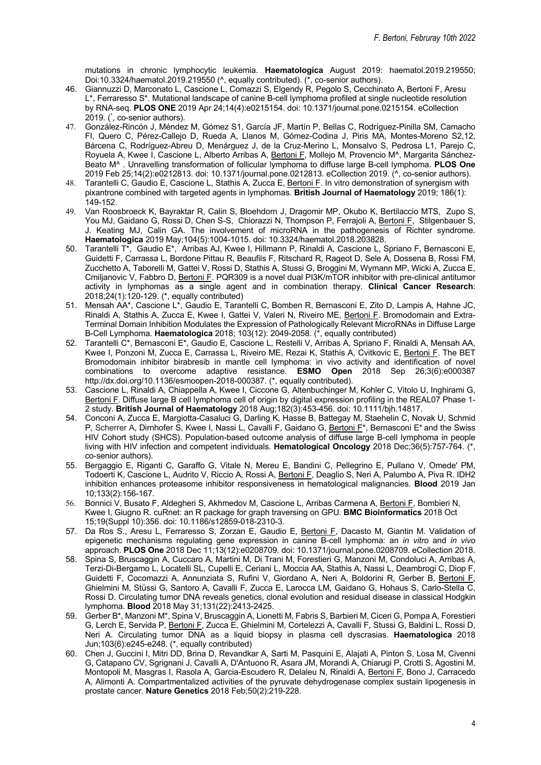mutations in chronic lymphocytic leukemia. **Haematologica** August 2019: haematol.2019.219550; Doi:10.3324/haematol.2019.219550 (^, equally contributed). (*, co-senior authors).

46. Giannuzzi D, Marconato L, Cascione L, Comazzi S, Elgendy R, Pegolo S, Cecchinato A, Bertoni F, Aresu L*, Ferraresso S*. Mutational landscape of canine B-cell lymphoma profiled at single nucleotide resolution by RNA-seq. **PLOS ONE** 2019 Apr 24;14(4):e0215154. doi: 10.1371/journal.pone.0215154. eCollection 2019. (*, co-senior authors).
47. González-Rincón J, Méndez M, Gómez S1, García JF, Martín P, Bellas C, Rodríguez-Pinilla SM, Camacho FI, Quero C, Pérez-Callejo D, Rueda A, Llanos M, Gómez-Codina J, Piris MA, Montes-Moreno S2,12, Bárcena C, Rodríguez-Abreu D, Menárguez J, de la Cruz-Merino L, Monsalvo S, Pedrosa L1, Parejo C, Royuela A, Kwee I, Cascione L, Alberto Arribas A, Bertoni F, Mollejo M, Provencio M^, Margarita Sánchez-Beato M^ . Unravelling transformation of follicular lymphoma to diffuse large B-cell lymphoma. **PLOS One** 2019 Feb 25;14(2):e0212813. doi: 10.1371/journal.pone.0212813. eCollection 2019. (^, co-senior authors).
48. Tarantelli C, Gaudio E, Cascione L, Stathis A, Zucca E, Bertoni F. In vitro demonstration of synergism with pixantrone combined with targeted agents in lymphomas. **British Journal of Haematology** 2019; 186(1): 149-152.
49. Van Roosbroeck K, Bayraktar R, Calin S, Bloehdorn J, Dragomir MP, Okubo K, Bertilaccio MTS, Zupo S, You MJ, Gaidano G, Rossi D, Chen S-S, Chiorazzi N, Thompson P, Ferrajoli A, Bertoni F, Stilgenbauer S, J. Keating MJ, Calin GA. The involvement of microRNA in the pathogenesis of Richter syndrome. **Haematologica** 2019 May;104(5):1004-1015. doi: 10.3324/haematol.2018.203828.
50. Tarantelli T*, Gaudio E*, Arribas AJ, Kwee I, Hillmann P, Rinaldi A, Cascione L, Spriano F, Bernasconi E, Guidetti F, Carrassa L, Bordone Pittau R, Beaufils F, Ritschard R, Rageot D, Sele A, Dossena B, Rossi FM, Zucchetto A, Taborelli M, Gattei V, Rossi D, Stathis A, Stussi G, Broggini M, Wymann MP, Wicki A, Zucca E, Cmiljanovic V, Fabbro D, Bertoni F. PQR309 is a novel dual PI3K/mTOR inhibitor with pre-clinical antitumor activity in lymphomas as a single agent and in combination therapy. **Clinical Cancer Research**: 2018;24(1):120-129. (*, equally contributed)
51. Mensah AA*, Cascione L*, Gaudio E, Tarantelli C, Bomben R, Bernasconi E, Zito D, Lampis A, Hahne JC, Rinaldi A, Stathis A, Zucca E, Kwee I, Gattei V, Valeri N, Riveiro ME, Bertoni F. Bromodomain and Extra-Terminal Domain Inhibition Modulates the Expression of Pathologically Relevant MicroRNAs in Diffuse Large B-Cell Lymphoma. **Haematologica** 2018; 103(12): 2049-2058. (*, equally contributed)
52. Tarantelli C*, Bernasconi E*, Gaudio E, Cascione L, Restelli V, Arribas A, Spriano F, Rinaldi A, Mensah AA, Kwee I, Ponzoni M, Zucca E, Carrassa L, Riveiro ME, Rezai K, Stathis A, Cvitkovic E, Bertoni F. The BET Bromodomain inhibitor birabresib in mantle cell lymphoma: in vivo activity and identification of novel combinations to overcome adaptive resistance. **ESMO Open** 2018 Sep 26;3(6):e000387 http://dx.doi.org/10.1136/esmoopen-2018-000387. (*, equally contributed).
53. Cascione L, Rinaldi A, Chiappella A, Kwee I, Ciccone G, Altenbuchinger M, Kohler C, Vitolo U, Inghirami G, Bertoni F. Diffuse large B cell lymphoma cell of origin by digital expression profiling in the REAL07 Phase 1-2 study. **British Journal of Haematology** 2018 Aug;182(3):453-456. doi: 10.1111/bjh.14817.
54. Conconi A, Zucca E, Margiotta-Casaluci G, Darling K, Hasse B, Battegay M, Staehelin C, Novak U, Schmid P, Scherrer A, Dirnhofer S, Kwee I, Nassi L, Cavalli F, Gaidano G, Bertoni F*, Bernasconi E* and the Swiss HIV Cohort study (SHCS). Population-based outcome analysis of diffuse large B-cell lymphoma in people living with HIV infection and competent individuals. **Hematological Oncology** 2018 Dec;36(5):757-764. (*, co-senior authors).
55. Bergaggio E, Riganti C, Garaffo G, Vitale N, Mereu E, Bandini C, Pellegrino E, Pullano V, Omede' PM, Todoerti K, Cascione L, Audrito V, Riccio A, Rossi A, Bertoni F, Deaglio S, Neri A, Palumbo A, Piva R. IDH2 inhibition enhances proteasome inhibitor responsiveness in hematological malignancies. **Blood** 2019 Jan 10;133(2):156-167.
56. Bonnici V, Busato F, Aldegheri S, Akhmedov M, Cascione L, Arribas Carmena A, Bertoni F, Bombieri N, Kwee I, Giugno R. cuRnet: an R package for graph traversing on GPU. **BMC Bioinformatics** 2018 Oct 15;19(Suppl 10):356. doi: 10.1186/s12859-018-2310-3.
57. Da Ros S., Aresu L, Ferraresso S, Zorzan E, Gaudio E, Bertoni F, Dacasto M, Giantin M. Validation of epigenetic mechanisms regulating gene expression in canine B-cell lymphoma: an *in vitro* and *in vivo* approach. **PLOS One** 2018 Dec 11;13(12):e0208709. doi: 10.1371/journal.pone.0208709. eCollection 2018.
58. Spina S, Bruscaggin A, Cuccaro A, Martini M, Di Trani M, Forestieri G, Manzoni M, Condoluci A, Arribas A, Terzi-Di-Bergamo L, Locatelli SL, Cupelli E, Ceriani L, Moccia AA, Stathis A, Nassi L, Deambrogi C, Diop F, Guidetti F, Cocomazzi A, Annunziata S, Rufini V, Giordano A, Neri A, Boldorini R, Gerber B, Bertoni F, Ghielmini M, Stüssi G, Santoro A, Cavalli F, Zucca E, Larocca LM, Gaidano G, Hohaus S, Carlo-Stella C, Rossi D. Circulating tumor DNA reveals genetics, clonal evolution and residual disease in classical Hodgkin lymphoma. **Blood** 2018 May 31;131(22):2413-2425.
59. Gerber B*, Manzoni M*, Spina V, Bruscaggin A, Lionetti M, Fabris S, Barbieri M, Ciceri G, Pompa A, Forestieri G, Lerch E, Servida P, Bertoni F, Zucca E, Ghielmini M, Cortelezzi A, Cavalli F, Stussi G, Baldini L, Rossi D, Neri A. Circulating tumor DNA as a liquid biopsy in plasma cell dyscrasias. **Haematologica** 2018 Jun;103(6):e245-e248. (*, equally contributed)
60. Chen J, Guccini I, Mitri DD, Brina D, Revandkar A, Sarti M, Pasquini E, Alajati A, Pinton S, Losa M, Civenni G, Catapano CV, Sgrignani J, Cavalli A, D'Antuono R, Asara JM, Morandi A, Chiarugi P, Crotti S, Agostini M, Montopoli M, Masgras I, Rasola A, Garcia-Escudero R, Delaleu N, Rinaldi A, Bertoni F, Bono J, Carracedo A, Alimonti A. Compartmentalized activities of the pyruvate dehydrogenase complex sustain lipogenesis in prostate cancer. **Nature Genetics** 2018 Feb;50(2):219-228.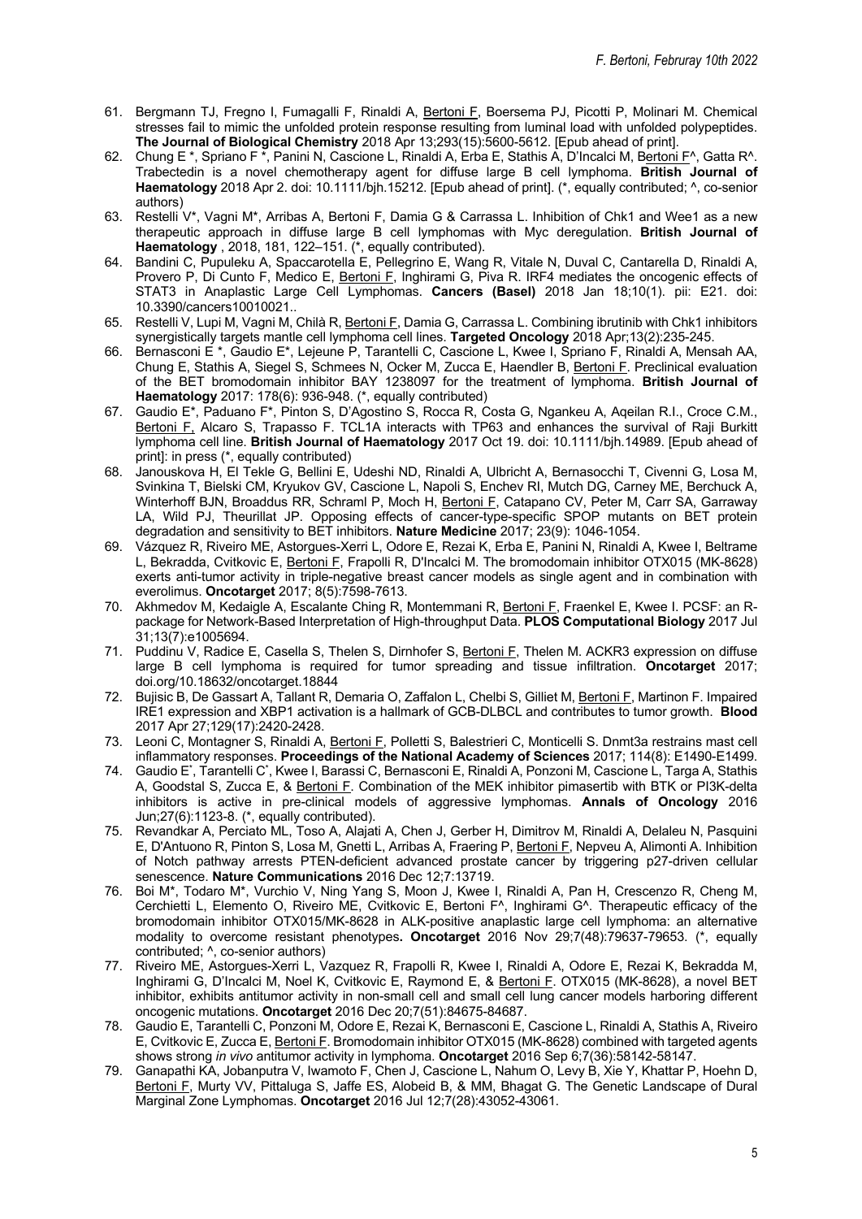61. Bergmann TJ, Fregno I, Fumagalli F, Rinaldi A, Bertoni F, Boersema PJ, Picotti P, Molinari M. Chemical stresses fail to mimic the unfolded protein response resulting from luminal load with unfolded polypeptides. **The Journal of Biological Chemistry** 2018 Apr 13;293(15):5600-5612. [Epub ahead of print].
62. Chung E *, Spriano F *, Panini N, Cascione L, Rinaldi A, Erba E, Stathis A, D'Incalci M, Bertoni F^, Gatta R^. Trabectedin is a novel chemotherapy agent for diffuse large B cell lymphoma. **British Journal of Haematology** 2018 Apr 2. doi: 10.1111/bjh.15212. [Epub ahead of print]. (*, equally contributed; ^, co-senior authors)
63. Restelli V*, Vagni M*, Arribas A, Bertoni F, Damia G & Carrassa L. Inhibition of Chk1 and Wee1 as a new therapeutic approach in diffuse large B cell lymphomas with Myc deregulation. **British Journal of Haematology** , 2018, 181, 122–151. (*, equally contributed).
64. Bandini C, Pupuleku A, Spaccarotella E, Pellegrino E, Wang R, Vitale N, Duval C, Cantarella D, Rinaldi A, Provero P, Di Cunto F, Medico E, Bertoni F, Inghirami G, Piva R. IRF4 mediates the oncogenic effects of STAT3 in Anaplastic Large Cell Lymphomas. **Cancers (Basel)** 2018 Jan 18;10(1). pii: E21. doi: 10.3390/cancers10010021..
65. Restelli V, Lupi M, Vagni M, Chilà R, Bertoni F, Damia G, Carrassa L. Combining ibrutinib with Chk1 inhibitors synergistically targets mantle cell lymphoma cell lines. **Targeted Oncology** 2018 Apr;13(2):235-245.
66. Bernasconi E *, Gaudio E*, Lejeune P, Tarantelli C, Cascione L, Kwee I, Spriano F, Rinaldi A, Mensah AA, Chung E, Stathis A, Siegel S, Schmees N, Ocker M, Zucca E, Haendler B, Bertoni F. Preclinical evaluation of the BET bromodomain inhibitor BAY 1238097 for the treatment of lymphoma. **British Journal of Haematology** 2017: 178(6): 936-948. (*, equally contributed)
67. Gaudio E*, Paduano F*, Pinton S, D'Agostino S, Rocca R, Costa G, Ngankeu A, Aqeilan R.I., Croce C.M., Bertoni F, Alcaro S, Trapasso F. TCL1A interacts with TP63 and enhances the survival of Raji Burkitt lymphoma cell line. **British Journal of Haematology** 2017 Oct 19. doi: 10.1111/bjh.14989. [Epub ahead of print]: in press (*, equally contributed)
68. Janouskova H, El Tekle G, Bellini E, Udeshi ND, Rinaldi A, Ulbricht A, Bernasocchi T, Civenni G, Losa M, Svinkina T, Bielski CM, Kryukov GV, Cascione L, Napoli S, Enchev RI, Mutch DG, Carney ME, Berchuck A, Winterhoff BJN, Broaddus RR, Schraml P, Moch H, Bertoni F, Catapano CV, Peter M, Carr SA, Garraway LA, Wild PJ, Theurillat JP. Opposing effects of cancer-type-specific SPOP mutants on BET protein degradation and sensitivity to BET inhibitors. **Nature Medicine** 2017; 23(9): 1046-1054.
69. Vázquez R, Riveiro ME, Astorgues-Xerri L, Odore E, Rezai K, Erba E, Panini N, Rinaldi A, Kwee I, Beltrame L, Bekradda, Cvitkovic E, Bertoni F, Frapolli R, D'Incalci M. The bromodomain inhibitor OTX015 (MK-8628) exerts anti-tumor activity in triple-negative breast cancer models as single agent and in combination with everolimus. **Oncotarget** 2017; 8(5):7598-7613.
70. Akhmedov M, Kedaigle A, Escalante Ching R, Montemmani R, Bertoni F, Fraenkel E, Kwee I. PCSF: an R-package for Network-Based Interpretation of High-throughput Data. **PLOS Computational Biology** 2017 Jul 31;13(7):e1005694.
71. Puddinu V, Radice E, Casella S, Thelen S, Dirnhofer S, Bertoni F, Thelen M. ACKR3 expression on diffuse large B cell lymphoma is required for tumor spreading and tissue infiltration. **Oncotarget** 2017; doi.org/10.18632/oncotarget.18844
72. Bujisic B, De Gassart A, Tallant R, Demaria O, Zaffalon L, Chelbi S, Gilliet M, Bertoni F, Martinon F. Impaired IRE1 expression and XBP1 activation is a hallmark of GCB-DLBCL and contributes to tumor growth. **Blood** 2017 Apr 27;129(17):2420-2428.
73. Leoni C, Montagner S, Rinaldi A, Bertoni F, Polletti S, Balestrieri C, Monticelli S. Dnmt3a restrains mast cell inflammatory responses. **Proceedings of the National Academy of Sciences** 2017; 114(8): E1490-E1499.
74. Gaudio E*, Tarantelli C*, Kwee I, Barassi C, Bernasconi E, Rinaldi A, Ponzoni M, Cascione L, Targa A, Stathis A, Goodstal S, Zucca E, & Bertoni F. Combination of the MEK inhibitor pimasertib with BTK or PI3K-delta inhibitors is active in pre-clinical models of aggressive lymphomas. **Annals of Oncology** 2016 Jun;27(6):1123-8. (*, equally contributed).
75. Revandkar A, Perciato ML, Toso A, Alajati A, Chen J, Gerber H, Dimitrov M, Rinaldi A, Delaleu N, Pasquini E, D'Antuono R, Pinton S, Losa M, Gnetti L, Arribas A, Fraering P, Bertoni F, Nepveu A, Alimonti A. Inhibition of Notch pathway arrests PTEN-deficient advanced prostate cancer by triggering p27-driven cellular senescence. **Nature Communications** 2016 Dec 12;7:13719.
76. Boi M*, Todaro M*, Vurchio V, Ning Yang S, Moon J, Kwee I, Rinaldi A, Pan H, Crescenzo R, Cheng M, Cerchietti L, Elemento O, Riveiro ME, Cvitkovic E, Bertoni F^, Inghirami G^. Therapeutic efficacy of the bromodomain inhibitor OTX015/MK-8628 in ALK-positive anaplastic large cell lymphoma: an alternative modality to overcome resistant phenotypes**. Oncotarget** 2016 Nov 29;7(48):79637-79653. (*, equally contributed; ^, co-senior authors)
77. Riveiro ME, Astorgues-Xerri L, Vazquez R, Frapolli R, Kwee I, Rinaldi A, Odore E, Rezai K, Bekradda M, Inghirami G, D'Incalci M, Noel K, Cvitkovic E, Raymond E, & Bertoni F. OTX015 (MK-8628), a novel BET inhibitor, exhibits antitumor activity in non-small cell and small cell lung cancer models harboring different oncogenic mutations. **Oncotarget** 2016 Dec 20;7(51):84675-84687.
78. Gaudio E, Tarantelli C, Ponzoni M, Odore E, Rezai K, Bernasconi E, Cascione L, Rinaldi A, Stathis A, Riveiro E, Cvitkovic E, Zucca E, Bertoni F. Bromodomain inhibitor OTX015 (MK-8628) combined with targeted agents shows strong *in vivo* antitumor activity in lymphoma. **Oncotarget** 2016 Sep 6;7(36):58142-58147.
79. Ganapathi KA, Jobanputra V, Iwamoto F, Chen J, Cascione L, Nahum O, Levy B, Xie Y, Khattar P, Hoehn D, Bertoni F, Murty VV, Pittaluga S, Jaffe ES, Alobeid B, & MM, Bhagat G. The Genetic Landscape of Dural Marginal Zone Lymphomas. **Oncotarget** 2016 Jul 12;7(28):43052-43061.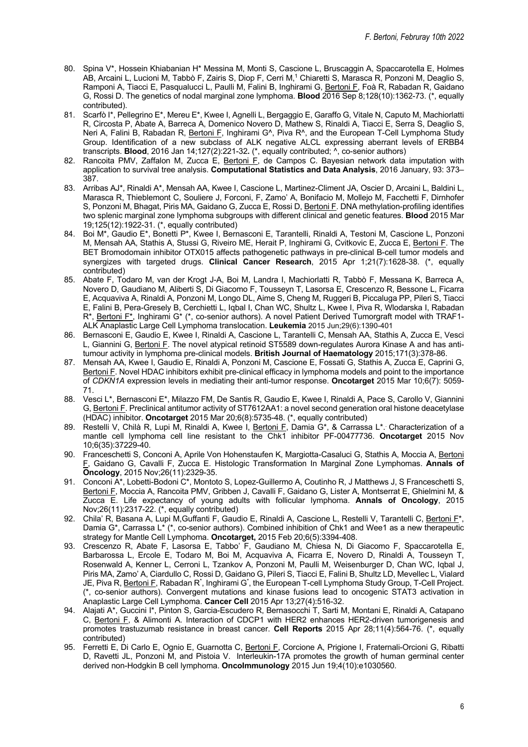80. Spina V*, Hossein Khiabanian H* Messina M, Monti S, Cascione L, Bruscaggin A, Spaccarotella E, Holmes AB, Arcaini L, Lucioni M, Tabbò F, Zairis S, Diop F, Cerri M,[1] Chiaretti S, Marasca R, Ponzoni M, Deaglio S, Ramponi A, Tiacci E, Pasqualucci L, Paulli M, Falini B, Inghirami G, Bertoni F, Foà R, Rabadan R, Gaidano G, Rossi D. The genetics of nodal marginal zone lymphoma. **Blood** 2016 Sep 8;128(10):1362-73. (*, equally contributed).
81. Scarfò I*, Pellegrino E*, Mereu E*, Kwee I, Agnelli L, Bergaggio E, Garaffo G, Vitale N, Caputo M, Machiorlatti R, Circosta P, Abate A, Barreca A, Domenico Novero D, Mathew S, Rinaldi A, Tiacci E, Serra S, Deaglio S, Neri A, Falini B, Rabadan R, Bertoni F, Inghirami G^, Piva R^, and the European T-Cell Lymphoma Study Group. Identification of a new subclass of ALK negative ALCL expressing aberrant levels of ERBB4 transcripts. **Blood**, 2016 Jan 14;127(2):221-32. (*, equally contributed; ^, co-senior authors)
82. Rancoita PMV, Zaffalon M, Zucca E, Bertoni F, de Campos C. Bayesian network data imputation with application to survival tree analysis. **Computational Statistics and Data Analysis**, 2016 January, 93: 373–387.
83. Arribas AJ*, Rinaldi A*, Mensah AA, Kwee I, Cascione L, Martinez-Climent JA, Oscier D, Arcaini L, Baldini L, Marasca R, Thieblemont C, Souliere J, Forconi, F, Zamo' A, Bonifacio M, Mollejo M, Facchetti F, Dirnhofer S, Ponzoni M, Bhagat, Piris MA, Gaidano G, Zucca E, Rossi D, Bertoni F. DNA methylation-profiling identifies two splenic marginal zone lymphoma subgroups with different clinical and genetic features. **Blood** 2015 Mar 19;125(12):1922-31. (*, equally contributed)
84. Boi M*, Gaudio E*, Bonetti P*, Kwee I, Bernasconi E, Tarantelli, Rinaldi A, Testoni M, Cascione L, Ponzoni M, Mensah AA, Stathis A, Stussi G, Riveiro ME, Herait P, Inghirami G, Cvitkovic E, Zucca E, Bertoni F. The BET Bromodomain inhibitor OTX015 affects pathogenetic pathways in pre-clinical B-cell tumor models and synergizes with targeted drugs. **Clinical Cancer Research**, 2015 Apr 1;21(7):1628-38. (*, equally contributed)
85. Abate F, Todaro M, van der Krogt J-A, Boi M, Landra I, Machiorlatti R, Tabbò F, Messana K, Barreca A, Novero D, Gaudiano M, Aliberti S, Di Giacomo F, Tousseyn T, Lasorsa E, Crescenzo R, Bessone L, Ficarra E, Acquaviva A, Rinaldi A, Ponzoni M, Longo DL, Aime S, Cheng M, Ruggeri B, Piccaluga PP, Pileri S, Tiacci E, Falini B, Pera-Gresely B, Cerchietti L, Iqbal I, Chan WC, Shultz L, Kwee I, Piva R, Wlodarska I, Rabadan R*, Bertoni F*, Inghirami G* (*, co-senior authors). A novel Patient Derived Tumorgraft model with TRAF1-ALK Anaplastic Large Cell Lymphoma translocation. **Leukemia** 2015 Jun;29(6):1390-401
86. Bernasconi E, Gaudio E, Kwee I, Rinaldi A, Cascione L, Tarantelli C, Mensah AA, Stathis A, Zucca E, Vesci L, Giannini G, Bertoni F. The novel atypical retinoid ST5589 down-regulates Aurora Kinase A and has anti-tumour activity in lymphoma pre-clinical models. **British Journal of Haematology** 2015;171(3):378-86.
87. Mensah AA, Kwee I, Gaudio E, Rinaldi A, Ponzoni M, Cascione L, Fossati G, Stathis A, Zucca E, Caprini G, Bertoni F. Novel HDAC inhibitors exhibit pre-clinical efficacy in lymphoma models and point to the importance of *CDKN1A* expression levels in mediating their anti-tumor response. **Oncotarget** 2015 Mar 10;6(7): 5059-71.
88. Vesci L*, Bernasconi E*, Milazzo FM, De Santis R, Gaudio E, Kwee I, Rinaldi A, Pace S, Carollo V, Giannini G, Bertoni F. Preclinical antitumor activity of ST7612AA1: a novel second generation oral histone deacetylase (HDAC) inhibitor. **Oncotarget** 2015 Mar 20;6(8):5735-48. (*, equally contributed)
89. Restelli V, Chilà R, Lupi M, Rinaldi A, Kwee I, Bertoni F, Damia G*, & Carrassa L*. Characterization of a mantle cell lymphoma cell line resistant to the Chk1 inhibitor PF-00477736. **Oncotarget** 2015 Nov 10;6(35):37229-40.
90. Franceschetti S, Conconi A, Aprile Von Hohenstaufen K, Margiotta-Casaluci G, Stathis A, Moccia A, Bertoni F, Gaidano G, Cavalli F, Zucca E. Histologic Transformation In Marginal Zone Lymphomas. **Annals of Oncology**, 2015 Nov;26(11):2329-35.
91. Conconi A*, Lobetti-Bodoni C*, Montoto S, Lopez-Guillermo A, Coutinho R, J Matthews J, S Franceschetti S, Bertoni F, Moccia A, Rancoita PMV, Gribben J, Cavalli F, Gaidano G, Lister A, Montserrat E, Ghielmini M, & Zucca E. Life expectancy of young adults with follicular lymphoma. **Annals of Oncology**, 2015 Nov;26(11):2317-22. (*, equally contributed)
92. Chila' R, Basana A, Lupi M,Guffanti F, Gaudio E, Rinaldi A, Cascione L, Restelli V, Tarantelli C, Bertoni F*, Damia G*, Carrassa L* (*, co-senior authors). Combined inhibition of Chk1 and Wee1 as a new therapeutic strategy for Mantle Cell Lymphoma. **Oncotarget,** 2015 Feb 20;6(5):3394-408.
93. Crescenzo R, Abate F, Lasorsa E, Tabbo' F, Gaudiano M, Chiesa N, Di Giacomo F, Spaccarotella E, Barbarossa L, Ercole E, Todaro M, Boi M, Acquaviva A, Ficarra E, Novero D, Rinaldi A, Tousseyn T, Rosenwald A, Kenner L, Cerroni L, Tzankov A, Ponzoni M, Paulli M, Weisenburger D, Chan WC, Iqbal J, Piris MA, Zamo' A, Ciardullo C, Rossi D, Gaidano G, Pileri S, Tiacci E, Falini B, Shultz LD, Mevellec L, Vialard JE, Piva R, Bertoni F, Rabadan R*, Inghirami G*, the European T-cell Lymphoma Study Group, T-Cell Project. (*, co-senior authors). Convergent mutations and kinase fusions lead to oncogenic STAT3 activation in Anaplastic Large Cell Lymphoma. **Cancer Cell** 2015 Apr 13;27(4):516-32.
94. Alajati A*, Guccini I*, Pinton S, Garcia-Escudero R, Bernasocchi T, Sarti M, Montani E, Rinaldi A, Catapano C, Bertoni F, & Alimonti A. Interaction of CDCP1 with HER2 enhances HER2-driven tumorigenesis and promotes trastuzumab resistance in breast cancer. **Cell Reports** 2015 Apr 28;11(4):564-76. (*, equally contributed)
95. Ferretti E, Di Carlo E, Ognio E, Guarnotta C, Bertoni F, Corcione A, Prigione I, Fraternali-Orcioni G, Ribatti D, Ravetti JL, Ponzoni M, and Pistoia V. Interleukin-17A promotes the growth of human germinal center derived non-Hodgkin B cell lymphoma. **OncoImmunology** 2015 Jun 19;4(10):e1030560.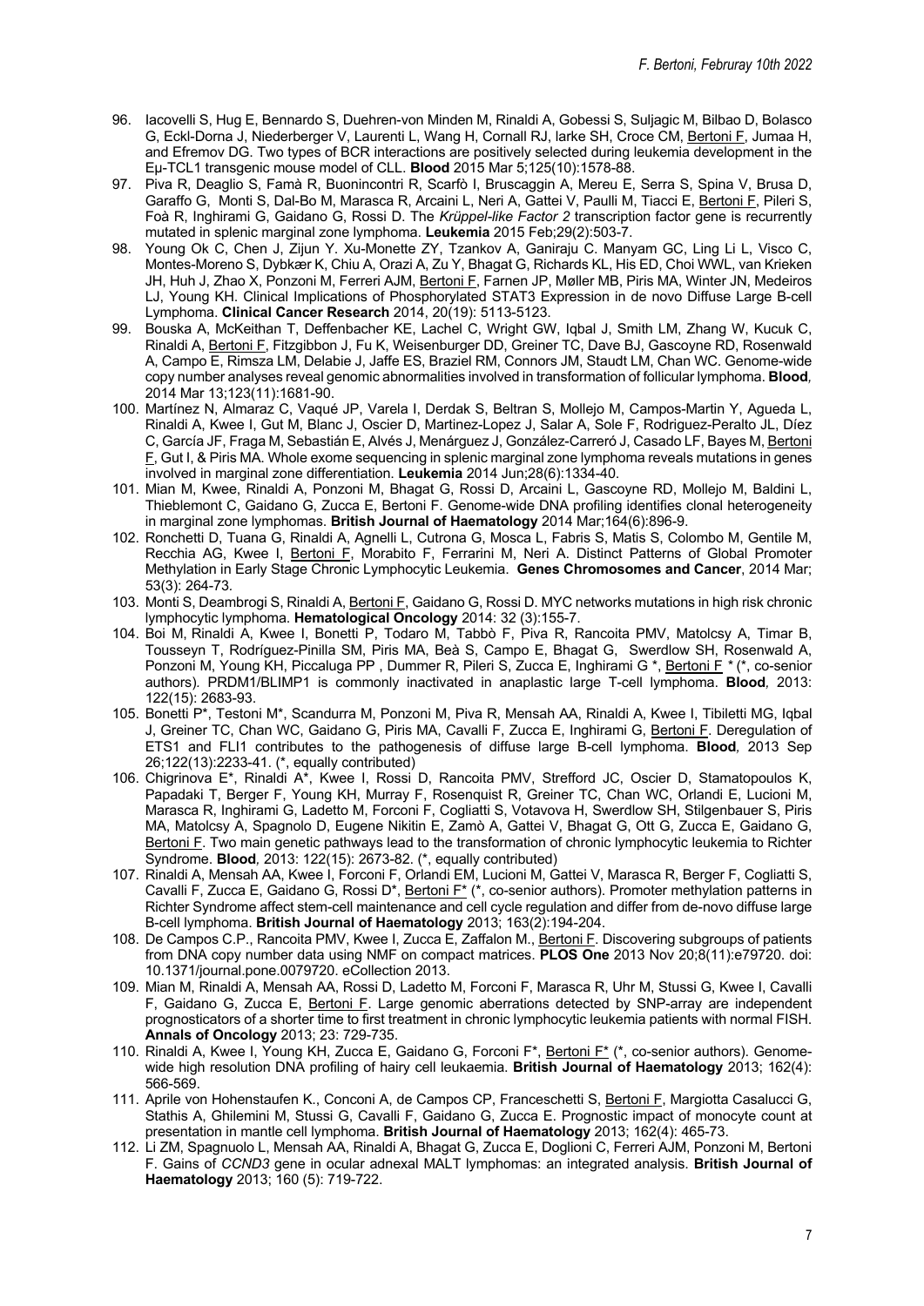96. Iacovelli S, Hug E, Bennardo S, Duehren-von Minden M, Rinaldi A, Gobessi S, Suljagic M, Bilbao D, Bolasco G, Eckl-Dorna J, Niederberger V, Laurenti L, Wang H, Cornall RJ, Iarke SH, Croce CM, Bertoni F, Jumaa H, and Efremov DG. Two types of BCR interactions are positively selected during leukemia development in the Eμ-TCL1 transgenic mouse model of CLL. **Blood** 2015 Mar 5;125(10):1578-88.
97. Piva R, Deaglio S, Famà R, Buonincontri R, Scarfò I, Bruscaggin A, Mereu E, Serra S, Spina V, Brusa D, Garaffo G, Monti S, Dal-Bo M, Marasca R, Arcaini L, Neri A, Gattei V, Paulli M, Tiacci E, Bertoni F, Pileri S, Foà R, Inghirami G, Gaidano G, Rossi D. The *Krüppel-like Factor 2* transcription factor gene is recurrently mutated in splenic marginal zone lymphoma. **Leukemia** 2015 Feb;29(2):503-7.
98. Young Ok C, Chen J, Zijun Y. Xu-Monette ZY, Tzankov A, Ganiraju C. Manyam GC, Ling Li L, Visco C, Montes-Moreno S, Dybkær K, Chiu A, Orazi A, Zu Y, Bhagat G, Richards KL, His ED, Choi WWL, van Krieken JH, Huh J, Zhao X, Ponzoni M, Ferreri AJM, Bertoni F, Farnen JP, Møller MB, Piris MA, Winter JN, Medeiros LJ, Young KH. Clinical Implications of Phosphorylated STAT3 Expression in de novo Diffuse Large B-cell Lymphoma. **Clinical Cancer Research** 2014, 20(19): 5113-5123.
99. Bouska A, McKeithan T, Deffenbacher KE, Lachel C, Wright GW, Iqbal J, Smith LM, Zhang W, Kucuk C, Rinaldi A, Bertoni F, Fitzgibbon J, Fu K, Weisenburger DD, Greiner TC, Dave BJ, Gascoyne RD, Rosenwald A, Campo E, Rimsza LM, Delabie J, Jaffe ES, Braziel RM, Connors JM, Staudt LM, Chan WC. Genome-wide copy number analyses reveal genomic abnormalities involved in transformation of follicular lymphoma. **Blood***,* 2014 Mar 13;123(11):1681-90.
100. Martínez N, Almaraz C, Vaqué JP, Varela I, Derdak S, Beltran S, Mollejo M, Campos-Martin Y, Agueda L, Rinaldi A, Kwee I, Gut M, Blanc J, Oscier D, Martinez-Lopez J, Salar A, Sole F, Rodriguez-Peralto JL, Díez C, García JF, Fraga M, Sebastián E, Alvés J, Menárguez J, González-Carreró J, Casado LF, Bayes M, Bertoni F, Gut I, & Piris MA. Whole exome sequencing in splenic marginal zone lymphoma reveals mutations in genes involved in marginal zone differentiation. **Leukemia** 2014 Jun;28(6):1334-40.
101. Mian M, Kwee, Rinaldi A, Ponzoni M, Bhagat G, Rossi D, Arcaini L, Gascoyne RD, Mollejo M, Baldini L, Thieblemont C, Gaidano G, Zucca E, Bertoni F. Genome-wide DNA profiling identifies clonal heterogeneity in marginal zone lymphomas. **British Journal of Haematology** 2014 Mar;164(6):896-9.
102. Ronchetti D, Tuana G, Rinaldi A, Agnelli L, Cutrona G, Mosca L, Fabris S, Matis S, Colombo M, Gentile M, Recchia AG, Kwee I, Bertoni F, Morabito F, Ferrarini M, Neri A. Distinct Patterns of Global Promoter Methylation in Early Stage Chronic Lymphocytic Leukemia. **Genes Chromosomes and Cancer**, 2014 Mar; 53(3): 264-73.
103. Monti S, Deambrogi S, Rinaldi A, Bertoni F, Gaidano G, Rossi D. MYC networks mutations in high risk chronic lymphocytic lymphoma. **Hematological Oncology** 2014: 32 (3):155-7.
104. Boi M, Rinaldi A, Kwee I, Bonetti P, Todaro M, Tabbò F, Piva R, Rancoita PMV, Matolcsy A, Timar B, Tousseyn T, Rodríguez-Pinilla SM, Piris MA, Beà S, Campo E, Bhagat G, Swerdlow SH, Rosenwald A, Ponzoni M, Young KH, Piccaluga PP , Dummer R, Pileri S, Zucca E, Inghirami G *, Bertoni F * (*, co-senior authors). PRDM1/BLIMP1 is commonly inactivated in anaplastic large T-cell lymphoma. **Blood***,* 2013: 122(15): 2683-93.
105. Bonetti P*, Testoni M*, Scandurra M, Ponzoni M, Piva R, Mensah AA, Rinaldi A, Kwee I, Tibiletti MG, Iqbal J, Greiner TC, Chan WC, Gaidano G, Piris MA, Cavalli F, Zucca E, Inghirami G, Bertoni F. Deregulation of ETS1 and FLI1 contributes to the pathogenesis of diffuse large B-cell lymphoma. **Blood***,* 2013 Sep 26;122(13):2233-41. (*, equally contributed)
106. Chigrinova E*, Rinaldi A*, Kwee I, Rossi D, Rancoita PMV, Strefford JC, Oscier D, Stamatopoulos K, Papadaki T, Berger F, Young KH, Murray F, Rosenquist R, Greiner TC, Chan WC, Orlandi E, Lucioni M, Marasca R, Inghirami G, Ladetto M, Forconi F, Cogliatti S, Votavova H, Swerdlow SH, Stilgenbauer S, Piris MA, Matolcsy A, Spagnolo D, Eugene Nikitin E, Zamò A, Gattei V, Bhagat G, Ott G, Zucca E, Gaidano G, Bertoni F. Two main genetic pathways lead to the transformation of chronic lymphocytic leukemia to Richter Syndrome. **Blood***,* 2013: 122(15): 2673-82. (*, equally contributed)
107. Rinaldi A, Mensah AA, Kwee I, Forconi F, Orlandi EM, Lucioni M, Gattei V, Marasca R, Berger F, Cogliatti S, Cavalli F, Zucca E, Gaidano G, Rossi D*, Bertoni F* (*, co-senior authors). Promoter methylation patterns in Richter Syndrome affect stem-cell maintenance and cell cycle regulation and differ from de-novo diffuse large B-cell lymphoma. **British Journal of Haematology** 2013; 163(2):194-204.
108. De Campos C.P., Rancoita PMV, Kwee I, Zucca E, Zaffalon M., Bertoni F. Discovering subgroups of patients from DNA copy number data using NMF on compact matrices. **PLOS One** 2013 Nov 20;8(11):e79720. doi: 10.1371/journal.pone.0079720. eCollection 2013.
109. Mian M, Rinaldi A, Mensah AA, Rossi D, Ladetto M, Forconi F, Marasca R, Uhr M, Stussi G, Kwee I, Cavalli F, Gaidano G, Zucca E, Bertoni F. Large genomic aberrations detected by SNP-array are independent prognosticators of a shorter time to first treatment in chronic lymphocytic leukemia patients with normal FISH. **Annals of Oncology** 2013; 23: 729-735.
110. Rinaldi A, Kwee I, Young KH, Zucca E, Gaidano G, Forconi F*, Bertoni F* (*, co-senior authors). Genome-wide high resolution DNA profiling of hairy cell leukaemia. **British Journal of Haematology** 2013; 162(4): 566-569.
111. Aprile von Hohenstaufen K., Conconi A, de Campos CP, Franceschetti S, Bertoni F, Margiotta Casalucci G, Stathis A, Ghilemini M, Stussi G, Cavalli F, Gaidano G, Zucca E. Prognostic impact of monocyte count at presentation in mantle cell lymphoma. **British Journal of Haematology** 2013; 162(4): 465-73.
112. Li ZM, Spagnuolo L, Mensah AA, Rinaldi A, Bhagat G, Zucca E, Doglioni C, Ferreri AJM, Ponzoni M, Bertoni F. Gains of *CCND3* gene in ocular adnexal MALT lymphomas: an integrated analysis. **British Journal of Haematology** 2013; 160 (5): 719-722.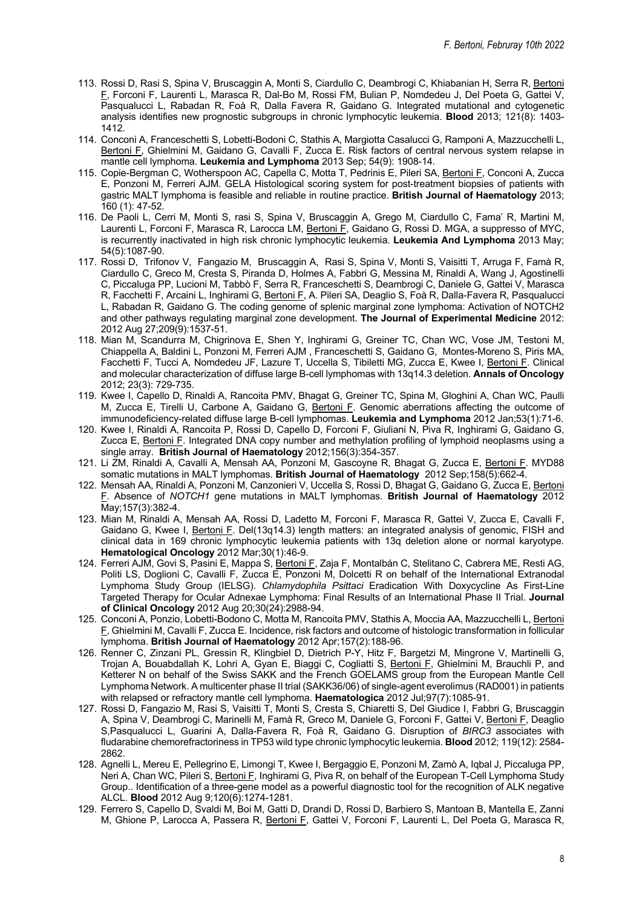113. Rossi D, Rasi S, Spina V, Bruscaggin A, Monti S, Ciardullo C, Deambrogi C, Khiabanian H, Serra R, Bertoni F, Forconi F, Laurenti L, Marasca R, Dal-Bo M, Rossi FM, Bulian P, Nomdedeu J, Del Poeta G, Gattei V, Pasqualucci L, Rabadan R, Foà R, Dalla Favera R, Gaidano G. Integrated mutational and cytogenetic analysis identifies new prognostic subgroups in chronic lymphocytic leukemia. **Blood** 2013; 121(8): 1403-1412.
114. Conconi A, Franceschetti S, Lobetti-Bodoni C, Stathis A, Margiotta Casalucci G, Ramponi A, Mazzucchelli L, Bertoni F, Ghielmini M, Gaidano G, Cavalli F, Zucca E. Risk factors of central nervous system relapse in mantle cell lymphoma. **Leukemia and Lymphoma** 2013 Sep; 54(9): 1908-14.
115. Copie-Bergman C, Wotherspoon AC, Capella C, Motta T, Pedrinis E, Pileri SA, Bertoni F, Conconi A, Zucca E, Ponzoni M, Ferreri AJM. GELA Histological scoring system for post-treatment biopsies of patients with gastric MALT lymphoma is feasible and reliable in routine practice. **British Journal of Haematology** 2013; 160 (1): 47-52.
116. De Paoli L, Cerri M, Monti S, rasi S, Spina V, Bruscaggin A, Grego M, Ciardullo C, Fama' R, Martini M, Laurenti L, Forconi F, Marasca R, Larocca LM, Bertoni F, Gaidano G, Rossi D. MGA, a suppresso of MYC, is recurrently inactivated in high risk chronic lymphocytic leukemia. **Leukemia And Lymphoma** 2013 May; 54(5):1087-90.
117. Rossi D, Trifonov V, Fangazio M, Bruscaggin A, Rasi S, Spina V, Monti S, Vaisitti T, Arruga F, Famà R, Ciardullo C, Greco M, Cresta S, Piranda D, Holmes A, Fabbri G, Messina M, Rinaldi A, Wang J, Agostinelli C, Piccaluga PP, Lucioni M, Tabbò F, Serra R, Franceschetti S, Deambrogi C, Daniele G, Gattei V, Marasca R, Facchetti F, Arcaini L, Inghirami G, Bertoni F, A. Pileri SA, Deaglio S, Foà R, Dalla-Favera R, Pasqualucci L, Rabadan R, Gaidano G. The coding genome of splenic marginal zone lymphoma: Activation of NOTCH2 and other pathways regulating marginal zone development. **The Journal of Experimental Medicine** 2012: 2012 Aug 27;209(9):1537-51.
118. Mian M, Scandurra M, Chigrinova E, Shen Y, Inghirami G, Greiner TC, Chan WC, Vose JM, Testoni M, Chiappella A, Baldini L, Ponzoni M, Ferreri AJM , Franceschetti S, Gaidano G, Montes-Moreno S, Piris MA, Facchetti F, Tucci A, Nomdedeu JF, Lazure T, Uccella S, Tibiletti MG, Zucca E, Kwee I, Bertoni F. Clinical and molecular characterization of diffuse large B-cell lymphomas with 13q14.3 deletion. **Annals of Oncology** 2012; 23(3): 729-735.
119. Kwee I, Capello D, Rinaldi A, Rancoita PMV, Bhagat G, Greiner TC, Spina M, Gloghini A, Chan WC, Paulli M, Zucca E, Tirelli U, Carbone A, Gaidano G, Bertoni F. Genomic aberrations affecting the outcome of immunodeficiency-related diffuse large B-cell lymphomas. **Leukemia and Lymphoma** 2012 Jan;53(1):71-6.
120. Kwee I, Rinaldi A, Rancoita P, Rossi D, Capello D, Forconi F, Giuliani N, Piva R, Inghirami G, Gaidano G, Zucca E, Bertoni F. Integrated DNA copy number and methylation profiling of lymphoid neoplasms using a single array. **British Journal of Haematology** 2012;156(3):354-357.
121. Li ZM, Rinaldi A, Cavalli A, Mensah AA, Ponzoni M, Gascoyne R, Bhagat G, Zucca E, Bertoni F. MYD88 somatic mutations in MALT lymphomas. **British Journal of Haematology** 2012 Sep;158(5):662-4.
122. Mensah AA, Rinaldi A, Ponzoni M, Canzonieri V, Uccella S, Rossi D, Bhagat G, Gaidano G, Zucca E, Bertoni F. Absence of *NOTCH1* gene mutations in MALT lymphomas. **British Journal of Haematology** 2012 May;157(3):382-4.
123. Mian M, Rinaldi A, Mensah AA, Rossi D, Ladetto M, Forconi F, Marasca R, Gattei V, Zucca E, Cavalli F, Gaidano G, Kwee I, Bertoni F. Del(13q14.3) length matters: an integrated analysis of genomic, FISH and clinical data in 169 chronic lymphocytic leukemia patients with 13q deletion alone or normal karyotype. **Hematological Oncology** 2012 Mar;30(1):46-9.
124. Ferreri AJM, Govi S, Pasini E, Mappa S, Bertoni F, Zaja F, Montalbán C, Stelitano C, Cabrera ME, Resti AG, Politi LS, Doglioni C, Cavalli F, Zucca E, Ponzoni M, Dolcetti R on behalf of the International Extranodal Lymphoma Study Group (IELSG). *Chlamydophila Psittaci* Eradication With Doxycycline As First-Line Targeted Therapy for Ocular Adnexae Lymphoma: Final Results of an International Phase II Trial. **Journal of Clinical Oncology** 2012 Aug 20;30(24):2988-94.
125. Conconi A, Ponzio, Lobetti-Bodono C, Motta M, Rancoita PMV, Stathis A, Moccia AA, Mazzucchelli L, Bertoni F, Ghielmini M, Cavalli F, Zucca E. Incidence, risk factors and outcome of histologic transformation in follicular lymphoma. **British Journal of Haematology** 2012 Apr;157(2):188-96.
126. Renner C, Zinzani PL, Gressin R, Klingbiel D, Dietrich P-Y, Hitz F, Bargetzi M, Mingrone V, Martinelli G, Trojan A, Bouabdallah K, Lohri A, Gyan E, Biaggi C, Cogliatti S, Bertoni F, Ghielmini M, Brauchli P, and Ketterer N on behalf of the Swiss SAKK and the French GOELAMS group from the European Mantle Cell Lymphoma Network. A multicenter phase II trial (SAKK36/06) of single-agent everolimus (RAD001) in patients with relapsed or refractory mantle cell lymphoma. **Haematologica** 2012 Jul;97(7):1085-91.
127. Rossi D, Fangazio M, Rasi S, Vaisitti T, Monti S, Cresta S, Chiaretti S, Del Giudice I, Fabbri G, Bruscaggin A, Spina V, Deambrogi C, Marinelli M, Famà R, Greco M, Daniele G, Forconi F, Gattei V, Bertoni F, Deaglio S,Pasqualucci L, Guarini A, Dalla-Favera R, Foà R, Gaidano G. Disruption of *BIRC3* associates with fludarabine chemorefractoriness in TP53 wild type chronic lymphocytic leukemia. **Blood** 2012; 119(12): 2584-2862.
128. Agnelli L, Mereu E, Pellegrino E, Limongi T, Kwee I, Bergaggio E, Ponzoni M, Zamò A, Iqbal J, Piccaluga PP, Neri A, Chan WC, Pileri S, Bertoni F, Inghirami G, Piva R, on behalf of the European T-Cell Lymphoma Study Group.. Identification of a three-gene model as a powerful diagnostic tool for the recognition of ALK negative ALCL. **Blood** 2012 Aug 9;120(6):1274-1281.
129. Ferrero S, Capello D, Svaldi M, Boi M, Gatti D, Drandi D, Rossi D, Barbiero S, Mantoan B, Mantella E, Zanni M, Ghione P, Larocca A, Passera R, Bertoni F, Gattei V, Forconi F, Laurenti L, Del Poeta G, Marasca R,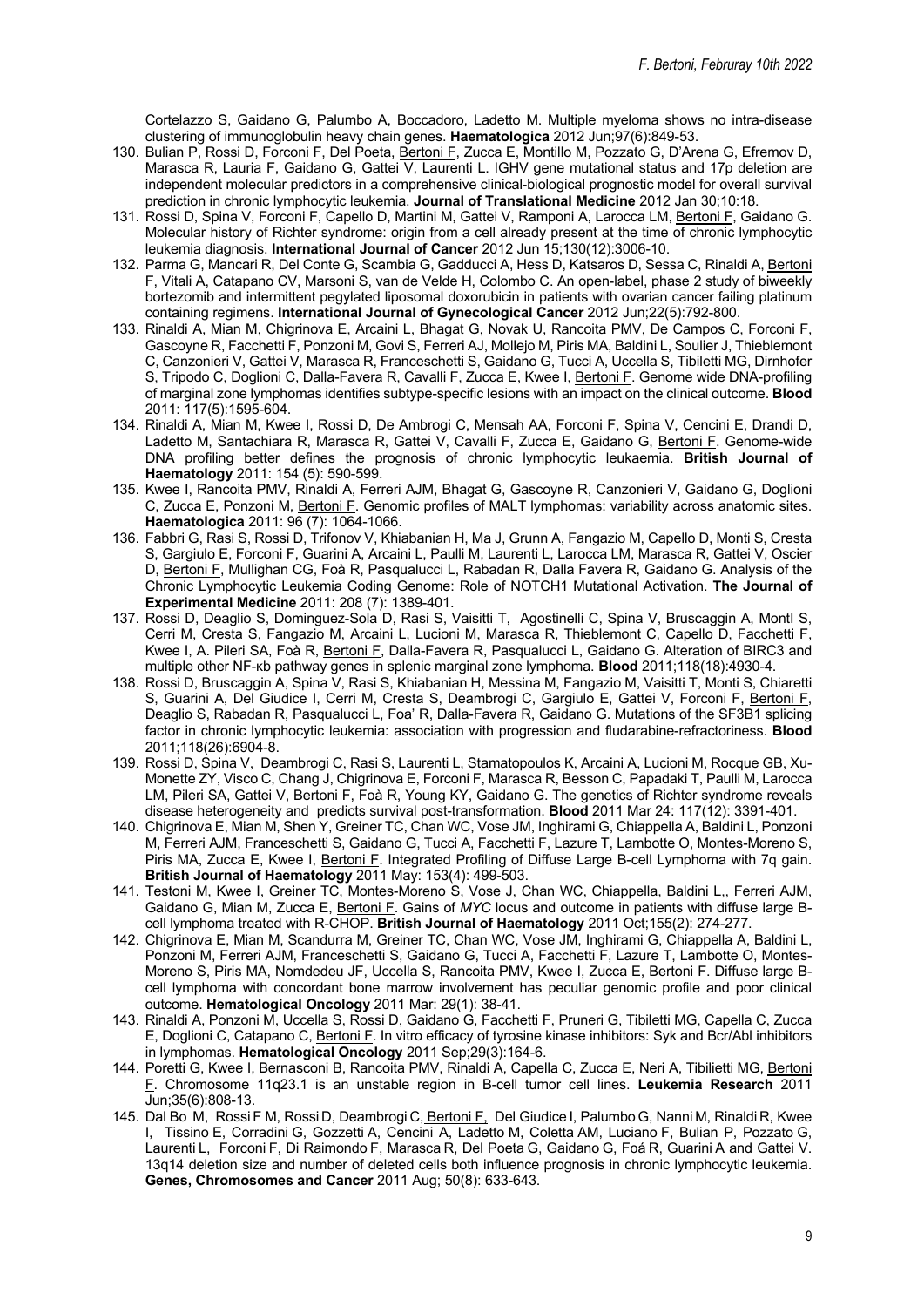Cortelazzo S, Gaidano G, Palumbo A, Boccadoro, Ladetto M. Multiple myeloma shows no intra-disease clustering of immunoglobulin heavy chain genes. **Haematologica** 2012 Jun;97(6):849-53.

130. Bulian P, Rossi D, Forconi F, Del Poeta, Bertoni F, Zucca E, Montillo M, Pozzato G, D'Arena G, Efremov D, Marasca R, Lauria F, Gaidano G, Gattei V, Laurenti L. IGHV gene mutational status and 17p deletion are independent molecular predictors in a comprehensive clinical-biological prognostic model for overall survival prediction in chronic lymphocytic leukemia. **Journal of Translational Medicine** 2012 Jan 30;10:18.
131. Rossi D, Spina V, Forconi F, Capello D, Martini M, Gattei V, Ramponi A, Larocca LM, Bertoni F, Gaidano G. Molecular history of Richter syndrome: origin from a cell already present at the time of chronic lymphocytic leukemia diagnosis. **International Journal of Cancer** 2012 Jun 15;130(12):3006-10.
132. Parma G, Mancari R, Del Conte G, Scambia G, Gadducci A, Hess D, Katsaros D, Sessa C, Rinaldi A, Bertoni F, Vitali A, Catapano CV, Marsoni S, van de Velde H, Colombo C. An open-label, phase 2 study of biweekly bortezomib and intermittent pegylated liposomal doxorubicin in patients with ovarian cancer failing platinum containing regimens. **International Journal of Gynecological Cancer** 2012 Jun;22(5):792-800.
133. Rinaldi A, Mian M, Chigrinova E, Arcaini L, Bhagat G, Novak U, Rancoita PMV, De Campos C, Forconi F, Gascoyne R, Facchetti F, Ponzoni M, Govi S, Ferreri AJ, Mollejo M, Piris MA, Baldini L, Soulier J, Thieblemont C, Canzonieri V, Gattei V, Marasca R, Franceschetti S, Gaidano G, Tucci A, Uccella S, Tibiletti MG, Dirnhofer S, Tripodo C, Doglioni C, Dalla-Favera R, Cavalli F, Zucca E, Kwee I, Bertoni F. Genome wide DNA-profiling of marginal zone lymphomas identifies subtype-specific lesions with an impact on the clinical outcome. **Blood** 2011: 117(5):1595-604.
134. Rinaldi A, Mian M, Kwee I, Rossi D, De Ambrogi C, Mensah AA, Forconi F, Spina V, Cencini E, Drandi D, Ladetto M, Santachiara R, Marasca R, Gattei V, Cavalli F, Zucca E, Gaidano G, Bertoni F. Genome-wide DNA profiling better defines the prognosis of chronic lymphocytic leukaemia. **British Journal of Haematology** 2011: 154 (5): 590-599.
135. Kwee I, Rancoita PMV, Rinaldi A, Ferreri AJM, Bhagat G, Gascoyne R, Canzonieri V, Gaidano G, Doglioni C, Zucca E, Ponzoni M, Bertoni F. Genomic profiles of MALT lymphomas: variability across anatomic sites. **Haematologica** 2011: 96 (7): 1064-1066.
136. Fabbri G, Rasi S, Rossi D, Trifonov V, Khiabanian H, Ma J, Grunn A, Fangazio M, Capello D, Monti S, Cresta S, Gargiulo E, Forconi F, Guarini A, Arcaini L, Paulli M, Laurenti L, Larocca LM, Marasca R, Gattei V, Oscier D, Bertoni F, Mullighan CG, Foà R, Pasqualucci L, Rabadan R, Dalla Favera R, Gaidano G. Analysis of the Chronic Lymphocytic Leukemia Coding Genome: Role of NOTCH1 Mutational Activation. **The Journal of Experimental Medicine** 2011: 208 (7): 1389-401.
137. Rossi D, Deaglio S, Dominguez-Sola D, Rasi S, Vaisitti T, Agostinelli C, Spina V, Bruscaggin A, Montl S, Cerri M, Cresta S, Fangazio M, Arcaini L, Lucioni M, Marasca R, Thieblemont C, Capello D, Facchetti F, Kwee I, A. Pileri SA, Foà R, Bertoni F, Dalla-Favera R, Pasqualucci L, Gaidano G. Alteration of BIRC3 and multiple other NF-κb pathway genes in splenic marginal zone lymphoma. **Blood** 2011;118(18):4930-4.
138. Rossi D, Bruscaggin A, Spina V, Rasi S, Khiabanian H, Messina M, Fangazio M, Vaisitti T, Monti S, Chiaretti S, Guarini A, Del Giudice I, Cerri M, Cresta S, Deambrogi C, Gargiulo E, Gattei V, Forconi F, Bertoni F, Deaglio S, Rabadan R, Pasqualucci L, Foa' R, Dalla-Favera R, Gaidano G. Mutations of the SF3B1 splicing factor in chronic lymphocytic leukemia: association with progression and fludarabine-refractoriness. **Blood** 2011;118(26):6904-8.
139. Rossi D, Spina V, Deambrogi C, Rasi S, Laurenti L, Stamatopoulos K, Arcaini A, Lucioni M, Rocque GB, Xu-Monette ZY, Visco C, Chang J, Chigrinova E, Forconi F, Marasca R, Besson C, Papadaki T, Paulli M, Larocca LM, Pileri SA, Gattei V, Bertoni F, Foà R, Young KY, Gaidano G. The genetics of Richter syndrome reveals disease heterogeneity and predicts survival post-transformation. **Blood** 2011 Mar 24: 117(12): 3391-401.
140. Chigrinova E, Mian M, Shen Y, Greiner TC, Chan WC, Vose JM, Inghirami G, Chiappella A, Baldini L, Ponzoni M, Ferreri AJM, Franceschetti S, Gaidano G, Tucci A, Facchetti F, Lazure T, Lambotte O, Montes-Moreno S, Piris MA, Zucca E, Kwee I, Bertoni F. Integrated Profiling of Diffuse Large B-cell Lymphoma with 7q gain. **British Journal of Haematology** 2011 May: 153(4): 499-503.
141. Testoni M, Kwee I, Greiner TC, Montes-Moreno S, Vose J, Chan WC, Chiappella, Baldini L,, Ferreri AJM, Gaidano G, Mian M, Zucca E, Bertoni F. Gains of *MYC* locus and outcome in patients with diffuse large B-cell lymphoma treated with R-CHOP. **British Journal of Haematology** 2011 Oct;155(2): 274-277.
142. Chigrinova E, Mian M, Scandurra M, Greiner TC, Chan WC, Vose JM, Inghirami G, Chiappella A, Baldini L, Ponzoni M, Ferreri AJM, Franceschetti S, Gaidano G, Tucci A, Facchetti F, Lazure T, Lambotte O, Montes-Moreno S, Piris MA, Nomdedeu JF, Uccella S, Rancoita PMV, Kwee I, Zucca E, Bertoni F. Diffuse large B-cell lymphoma with concordant bone marrow involvement has peculiar genomic profile and poor clinical outcome. **Hematological Oncology** 2011 Mar: 29(1): 38-41.
143. Rinaldi A, Ponzoni M, Uccella S, Rossi D, Gaidano G, Facchetti F, Pruneri G, Tibiletti MG, Capella C, Zucca E, Doglioni C, Catapano C, Bertoni F. In vitro efficacy of tyrosine kinase inhibitors: Syk and Bcr/Abl inhibitors in lymphomas. **Hematological Oncology** 2011 Sep;29(3):164-6.
144. Poretti G, Kwee I, Bernasconi B, Rancoita PMV, Rinaldi A, Capella C, Zucca E, Neri A, Tibilietti MG, Bertoni F. Chromosome 11q23.1 is an unstable region in B-cell tumor cell lines. **Leukemia Research** 2011 Jun;35(6):808-13.
145. Dal Bo M, Rossi F M, Rossi D, Deambrogi C, Bertoni F, Del Giudice I, Palumbo G, Nanni M, Rinaldi R, Kwee I, Tissino E, Corradini G, Gozzetti A, Cencini A, Ladetto M, Coletta AM, Luciano F, Bulian P, Pozzato G, Laurenti L, Forconi F, Di Raimondo F, Marasca R, Del Poeta G, Gaidano G, Foá R, Guarini A and Gattei V. 13q14 deletion size and number of deleted cells both influence prognosis in chronic lymphocytic leukemia. **Genes, Chromosomes and Cancer** 2011 Aug; 50(8): 633-643.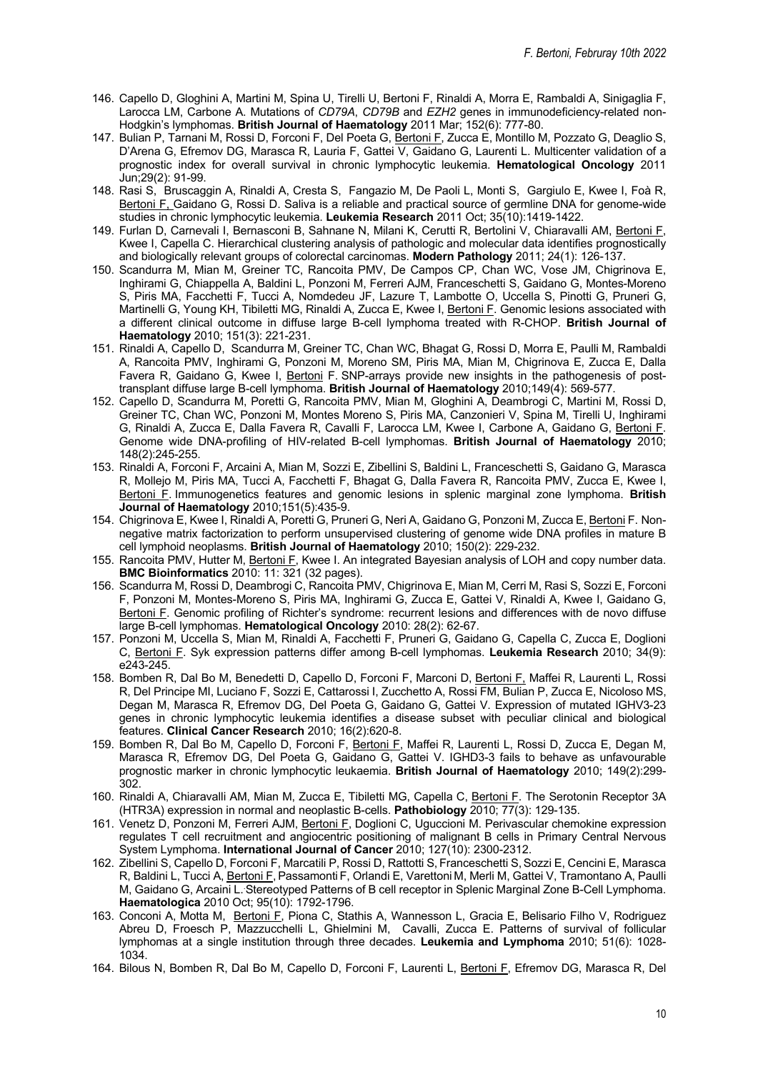146. Capello D, Gloghini A, Martini M, Spina U, Tirelli U, Bertoni F, Rinaldi A, Morra E, Rambaldi A, Sinigaglia F, Larocca LM, Carbone A. Mutations of *CD79A*, *CD79B* and *EZH2* genes in immunodeficiency-related non-Hodgkin's lymphomas. **British Journal of Haematology** 2011 Mar; 152(6): 777-80.
147. Bulian P, Tarnani M, Rossi D, Forconi F, Del Poeta G, Bertoni F, Zucca E, Montillo M, Pozzato G, Deaglio S, D'Arena G, Efremov DG, Marasca R, Lauria F, Gattei V, Gaidano G, Laurenti L. Multicenter validation of a prognostic index for overall survival in chronic lymphocytic leukemia. **Hematological Oncology** 2011 Jun;29(2): 91-99.
148. Rasi S, Bruscaggin A, Rinaldi A, Cresta S, Fangazio M, De Paoli L, Monti S, Gargiulo E, Kwee I, Foà R, Bertoni F, Gaidano G, Rossi D. Saliva is a reliable and practical source of germline DNA for genome-wide studies in chronic lymphocytic leukemia. **Leukemia Research** 2011 Oct; 35(10):1419-1422.
149. Furlan D, Carnevali I, Bernasconi B, Sahnane N, Milani K, Cerutti R, Bertolini V, Chiaravalli AM, Bertoni F, Kwee I, Capella C. Hierarchical clustering analysis of pathologic and molecular data identifies prognostically and biologically relevant groups of colorectal carcinomas. **Modern Pathology** 2011; 24(1): 126-137.
150. Scandurra M, Mian M, Greiner TC, Rancoita PMV, De Campos CP, Chan WC, Vose JM, Chigrinova E, Inghirami G, Chiappella A, Baldini L, Ponzoni M, Ferreri AJM, Franceschetti S, Gaidano G, Montes-Moreno S, Piris MA, Facchetti F, Tucci A, Nomdedeu JF, Lazure T, Lambotte O, Uccella S, Pinotti G, Pruneri G, Martinelli G, Young KH, Tibiletti MG, Rinaldi A, Zucca E, Kwee I, Bertoni F. Genomic lesions associated with a different clinical outcome in diffuse large B-cell lymphoma treated with R-CHOP. **British Journal of Haematology** 2010; 151(3): 221-231.
151. Rinaldi A, Capello D, Scandurra M, Greiner TC, Chan WC, Bhagat G, Rossi D, Morra E, Paulli M, Rambaldi A, Rancoita PMV, Inghirami G, Ponzoni M, Moreno SM, Piris MA, Mian M, Chigrinova E, Zucca E, Dalla Favera R, Gaidano G, Kwee I, Bertoni F. SNP-arrays provide new insights in the pathogenesis of post-transplant diffuse large B-cell lymphoma. **British Journal of Haematology** 2010;149(4): 569-577.
152. Capello D, Scandurra M, Poretti G, Rancoita PMV, Mian M, Gloghini A, Deambrogi C, Martini M, Rossi D, Greiner TC, Chan WC, Ponzoni M, Montes Moreno S, Piris MA, Canzonieri V, Spina M, Tirelli U, Inghirami G, Rinaldi A, Zucca E, Dalla Favera R, Cavalli F, Larocca LM, Kwee I, Carbone A, Gaidano G, Bertoni F. Genome wide DNA-profiling of HIV-related B-cell lymphomas. **British Journal of Haematology** 2010; 148(2):245-255.
153. Rinaldi A, Forconi F, Arcaini A, Mian M, Sozzi E, Zibellini S, Baldini L, Franceschetti S, Gaidano G, Marasca R, Mollejo M, Piris MA, Tucci A, Facchetti F, Bhagat G, Dalla Favera R, Rancoita PMV, Zucca E, Kwee I, Bertoni F. Immunogenetics features and genomic lesions in splenic marginal zone lymphoma. **British Journal of Haematology** 2010;151(5):435-9.
154. Chigrinova E, Kwee I, Rinaldi A, Poretti G, Pruneri G, Neri A, Gaidano G, Ponzoni M, Zucca E, Bertoni F. Non-negative matrix factorization to perform unsupervised clustering of genome wide DNA profiles in mature B cell lymphoid neoplasms. **British Journal of Haematology** 2010; 150(2): 229-232.
155. Rancoita PMV, Hutter M, Bertoni F, Kwee I. An integrated Bayesian analysis of LOH and copy number data. **BMC Bioinformatics** 2010: 11: 321 (32 pages).
156. Scandurra M, Rossi D, Deambrogi C, Rancoita PMV, Chigrinova E, Mian M, Cerri M, Rasi S, Sozzi E, Forconi F, Ponzoni M, Montes-Moreno S, Piris MA, Inghirami G, Zucca E, Gattei V, Rinaldi A, Kwee I, Gaidano G, Bertoni F. Genomic profiling of Richter's syndrome: recurrent lesions and differences with de novo diffuse large B-cell lymphomas. **Hematological Oncology** 2010: 28(2): 62-67.
157. Ponzoni M, Uccella S, Mian M, Rinaldi A, Facchetti F, Pruneri G, Gaidano G, Capella C, Zucca E, Doglioni C, Bertoni F. Syk expression patterns differ among B-cell lymphomas. **Leukemia Research** 2010; 34(9): e243-245.
158. Bomben R, Dal Bo M, Benedetti D, Capello D, Forconi F, Marconi D, Bertoni F, Maffei R, Laurenti L, Rossi R, Del Principe MI, Luciano F, Sozzi E, Cattarossi I, Zucchetto A, Rossi FM, Bulian P, Zucca E, Nicoloso MS, Degan M, Marasca R, Efremov DG, Del Poeta G, Gaidano G, Gattei V. Expression of mutated IGHV3-23 genes in chronic lymphocytic leukemia identifies a disease subset with peculiar clinical and biological features. **Clinical Cancer Research** 2010; 16(2):620-8.
159. Bomben R, Dal Bo M, Capello D, Forconi F, Bertoni F, Maffei R, Laurenti L, Rossi D, Zucca E, Degan M, Marasca R, Efremov DG, Del Poeta G, Gaidano G, Gattei V. IGHD3-3 fails to behave as unfavourable prognostic marker in chronic lymphocytic leukaemia. **British Journal of Haematology** 2010; 149(2):299-302.
160. Rinaldi A, Chiaravalli AM, Mian M, Zucca E, Tibiletti MG, Capella C, Bertoni F. The Serotonin Receptor 3A (HTR3A) expression in normal and neoplastic B-cells. **Pathobiology** 2010; 77(3): 129-135.
161. Venetz D, Ponzoni M, Ferreri AJM, Bertoni F, Doglioni C, Uguccioni M. Perivascular chemokine expression regulates T cell recruitment and angiocentric positioning of malignant B cells in Primary Central Nervous System Lymphoma. **International Journal of Cancer** 2010; 127(10): 2300-2312.
162. Zibellini S, Capello D, Forconi F, Marcatili P, Rossi D, Rattotti S, Franceschetti S, Sozzi E, Cencini E, Marasca R, Baldini L, Tucci A, Bertoni F, Passamonti F, Orlandi E, Varettoni M, Merli M, Gattei V, Tramontano A, Paulli M, Gaidano G, Arcaini L. Stereotyped Patterns of B cell receptor in Splenic Marginal Zone B-Cell Lymphoma. **Haematologica** 2010 Oct; 95(10): 1792-1796.
163. Conconi A, Motta M, Bertoni F, Piona C, Stathis A, Wannesson L, Gracia E, Belisario Filho V, Rodriguez Abreu D, Froesch P, Mazzucchelli L, Ghielmini M, Cavalli, Zucca E. Patterns of survival of follicular lymphomas at a single institution through three decades. **Leukemia and Lymphoma** 2010; 51(6): 1028-1034.
164. Bilous N, Bomben R, Dal Bo M, Capello D, Forconi F, Laurenti L, Bertoni F, Efremov DG, Marasca R, Del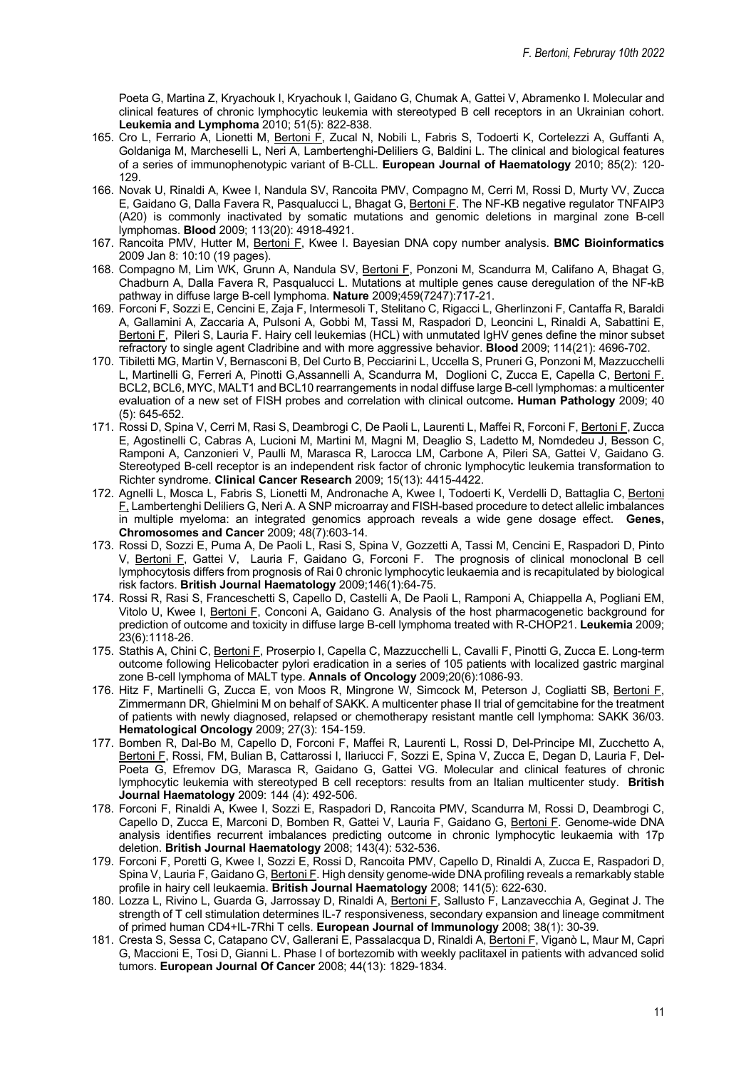Poeta G, Martina Z, Kryachouk I, Kryachouk I, Gaidano G, Chumak A, Gattei V, Abramenko I. Molecular and clinical features of chronic lymphocytic leukemia with stereotyped B cell receptors in an Ukrainian cohort. **Leukemia and Lymphoma** 2010; 51(5): 822-838.

165. Cro L, Ferrario A, Lionetti M, Bertoni F, Zucal N, Nobili L, Fabris S, Todoerti K, Cortelezzi A, Guffanti A, Goldaniga M, Marcheselli L, Neri A, Lambertenghi-Deliliers G, Baldini L. The clinical and biological features of a series of immunophenotypic variant of B-CLL. **European Journal of Haematology** 2010; 85(2): 120-129.
166. Novak U, Rinaldi A, Kwee I, Nandula SV, Rancoita PMV, Compagno M, Cerri M, Rossi D, Murty VV, Zucca E, Gaidano G, Dalla Favera R, Pasqualucci L, Bhagat G, Bertoni F. The NF-KB negative regulator TNFAIP3 (A20) is commonly inactivated by somatic mutations and genomic deletions in marginal zone B-cell lymphomas. **Blood** 2009; 113(20): 4918-4921.
167. Rancoita PMV, Hutter M, Bertoni F, Kwee I. Bayesian DNA copy number analysis. **BMC Bioinformatics** 2009 Jan 8: 10:10 (19 pages).
168. Compagno M, Lim WK, Grunn A, Nandula SV, Bertoni F, Ponzoni M, Scandurra M, Califano A, Bhagat G, Chadburn A, Dalla Favera R, Pasqualucci L. Mutations at multiple genes cause deregulation of the NF-kB pathway in diffuse large B-cell lymphoma. **Nature** 2009;459(7247):717-21.
169. Forconi F, Sozzi E, Cencini E, Zaja F, Intermesoli T, Stelitano C, Rigacci L, Gherlinzoni F, Cantaffa R, Baraldi A, Gallamini A, Zaccaria A, Pulsoni A, Gobbi M, Tassi M, Raspadori D, Leoncini L, Rinaldi A, Sabattini E, Bertoni F, Pileri S, Lauria F. Hairy cell leukemias (HCL) with unmutated IgHV genes define the minor subset refractory to single agent Cladribine and with more aggressive behavior. **Blood** 2009; 114(21): 4696-702.
170. Tibiletti MG, Martin V, Bernasconi B, Del Curto B, Pecciarini L, Uccella S, Pruneri G, Ponzoni M, Mazzucchelli L, Martinelli G, Ferreri A, Pinotti G,Assannelli A, Scandurra M, Doglioni C, Zucca E, Capella C, Bertoni F. BCL2, BCL6, MYC, MALT1 and BCL10 rearrangements in nodal diffuse large B-cell lymphomas: a multicenter evaluation of a new set of FISH probes and correlation with clinical outcome**. Human Pathology** 2009; 40 (5): 645-652.
171. Rossi D, Spina V, Cerri M, Rasi S, Deambrogi C, De Paoli L, Laurenti L, Maffei R, Forconi F, Bertoni F, Zucca E, Agostinelli C, Cabras A, Lucioni M, Martini M, Magni M, Deaglio S, Ladetto M, Nomdedeu J, Besson C, Ramponi A, Canzonieri V, Paulli M, Marasca R, Larocca LM, Carbone A, Pileri SA, Gattei V, Gaidano G. Stereotyped B-cell receptor is an independent risk factor of chronic lymphocytic leukemia transformation to Richter syndrome. **Clinical Cancer Research** 2009; 15(13): 4415-4422.
172. Agnelli L, Mosca L, Fabris S, Lionetti M, Andronache A, Kwee I, Todoerti K, Verdelli D, Battaglia C, Bertoni F, Lambertenghi Deliliers G, Neri A. A SNP microarray and FISH-based procedure to detect allelic imbalances in multiple myeloma: an integrated genomics approach reveals a wide gene dosage effect. **Genes, Chromosomes and Cancer** 2009; 48(7):603-14.
173. Rossi D, Sozzi E, Puma A, De Paoli L, Rasi S, Spina V, Gozzetti A, Tassi M, Cencini E, Raspadori D, Pinto V, Bertoni F, Gattei V, Lauria F, Gaidano G, Forconi F. The prognosis of clinical monoclonal B cell lymphocytosis differs from prognosis of Rai 0 chronic lymphocytic leukaemia and is recapitulated by biological risk factors. **British Journal Haematology** 2009;146(1):64-75.
174. Rossi R, Rasi S, Franceschetti S, Capello D, Castelli A, De Paoli L, Ramponi A, Chiappella A, Pogliani EM, Vitolo U, Kwee I, Bertoni F, Conconi A, Gaidano G. Analysis of the host pharmacogenetic background for prediction of outcome and toxicity in diffuse large B-cell lymphoma treated with R-CHOP21. **Leukemia** 2009; 23(6):1118-26.
175. Stathis A, Chini C, Bertoni F, Proserpio I, Capella C, Mazzucchelli L, Cavalli F, Pinotti G, Zucca E. Long-term outcome following Helicobacter pylori eradication in a series of 105 patients with localized gastric marginal zone B-cell lymphoma of MALT type. **Annals of Oncology** 2009;20(6):1086-93.
176. Hitz F, Martinelli G, Zucca E, von Moos R, Mingrone W, Simcock M, Peterson J, Cogliatti SB, Bertoni F, Zimmermann DR, Ghielmini M on behalf of SAKK. A multicenter phase II trial of gemcitabine for the treatment of patients with newly diagnosed, relapsed or chemotherapy resistant mantle cell lymphoma: SAKK 36/03. **Hematological Oncology** 2009; 27(3): 154-159.
177. Bomben R, Dal-Bo M, Capello D, Forconi F, Maffei R, Laurenti L, Rossi D, Del-Principe MI, Zucchetto A, Bertoni F, Rossi, FM, Bulian B, Cattarossi I, Ilariucci F, Sozzi E, Spina V, Zucca E, Degan D, Lauria F, Del-Poeta G, Efremov DG, Marasca R, Gaidano G, Gattei VG. Molecular and clinical features of chronic lymphocytic leukemia with stereotyped B cell receptors: results from an Italian multicenter study. **British Journal Haematology** 2009: 144 (4): 492-506.
178. Forconi F, Rinaldi A, Kwee I, Sozzi E, Raspadori D, Rancoita PMV, Scandurra M, Rossi D, Deambrogi C, Capello D, Zucca E, Marconi D, Bomben R, Gattei V, Lauria F, Gaidano G, Bertoni F. Genome-wide DNA analysis identifies recurrent imbalances predicting outcome in chronic lymphocytic leukaemia with 17p deletion. **British Journal Haematology** 2008; 143(4): 532-536.
179. Forconi F, Poretti G, Kwee I, Sozzi E, Rossi D, Rancoita PMV, Capello D, Rinaldi A, Zucca E, Raspadori D, Spina V, Lauria F, Gaidano G, Bertoni F. High density genome-wide DNA profiling reveals a remarkably stable profile in hairy cell leukaemia. **British Journal Haematology** 2008; 141(5): 622-630.
180. Lozza L, Rivino L, Guarda G, Jarrossay D, Rinaldi A, Bertoni F, Sallusto F, Lanzavecchia A, Geginat J. The strength of T cell stimulation determines IL-7 responsiveness, secondary expansion and lineage commitment of primed human CD4+IL-7Rhi T cells. **European Journal of Immunology** 2008; 38(1): 30-39.
181. Cresta S, Sessa C, Catapano CV, Gallerani E, Passalacqua D, Rinaldi A, Bertoni F, Viganò L, Maur M, Capri G, Maccioni E, Tosi D, Gianni L. Phase I of bortezomib with weekly paclitaxel in patients with advanced solid tumors. **European Journal Of Cancer** 2008; 44(13): 1829-1834.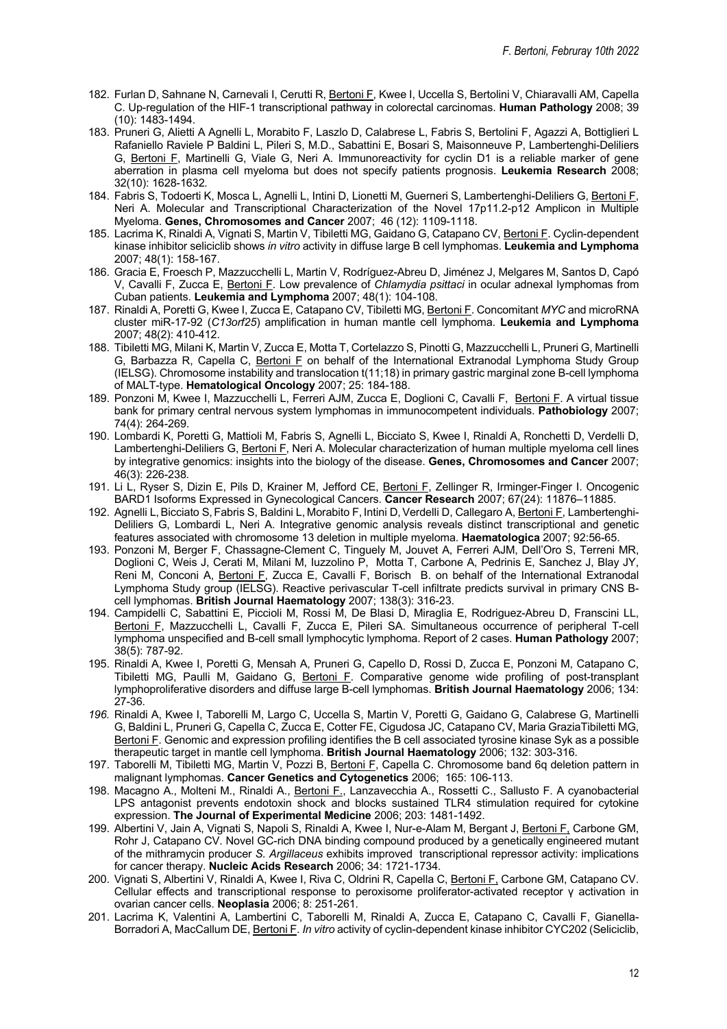182. Furlan D, Sahnane N, Carnevali I, Cerutti R, Bertoni F, Kwee I, Uccella S, Bertolini V, Chiaravalli AM, Capella C. Up-regulation of the HIF-1 transcriptional pathway in colorectal carcinomas. **Human Pathology** 2008; 39 (10): 1483-1494.
183. Pruneri G, Alietti A Agnelli L, Morabito F, Laszlo D, Calabrese L, Fabris S, Bertolini F, Agazzi A, Bottiglieri L Rafaniello Raviele P Baldini L, Pileri S, M.D., Sabattini E, Bosari S, Maisonneuve P, Lambertenghi-Deliliers G, Bertoni F, Martinelli G, Viale G, Neri A. Immunoreactivity for cyclin D1 is a reliable marker of gene aberration in plasma cell myeloma but does not specify patients prognosis. **Leukemia Research** 2008; 32(10): 1628-1632.
184. Fabris S, Todoerti K, Mosca L, Agnelli L, Intini D, Lionetti M, Guerneri S, Lambertenghi-Deliliers G, Bertoni F, Neri A. Molecular and Transcriptional Characterization of the Novel 17p11.2-p12 Amplicon in Multiple Myeloma. **Genes, Chromosomes and Cancer** 2007; 46 (12): 1109-1118.
185. Lacrima K, Rinaldi A, Vignati S, Martin V, Tibiletti MG, Gaidano G, Catapano CV, Bertoni F. Cyclin-dependent kinase inhibitor seliciclib shows *in vitro* activity in diffuse large B cell lymphomas. **Leukemia and Lymphoma** 2007; 48(1): 158-167.
186. Gracia E, Froesch P, Mazzucchelli L, Martin V, Rodríguez-Abreu D, Jiménez J, Melgares M, Santos D, Capó V, Cavalli F, Zucca E, Bertoni F. Low prevalence of *Chlamydia psittaci* in ocular adnexal lymphomas from Cuban patients. **Leukemia and Lymphoma** 2007; 48(1): 104-108.
187. Rinaldi A, Poretti G, Kwee I, Zucca E, Catapano CV, Tibiletti MG, Bertoni F. Concomitant *MYC* and microRNA cluster miR-17-92 (*C13orf25*) amplification in human mantle cell lymphoma. **Leukemia and Lymphoma** 2007; 48(2): 410-412.
188. Tibiletti MG, Milani K, Martin V, Zucca E, Motta T, Cortelazzo S, Pinotti G, Mazzucchelli L, Pruneri G, Martinelli G, Barbazza R, Capella C, Bertoni F on behalf of the International Extranodal Lymphoma Study Group (IELSG). Chromosome instability and translocation t(11;18) in primary gastric marginal zone B-cell lymphoma of MALT-type. **Hematological Oncology** 2007; 25: 184-188.
189. Ponzoni M, Kwee I, Mazzucchelli L, Ferreri AJM, Zucca E, Doglioni C, Cavalli F, Bertoni F. A virtual tissue bank for primary central nervous system lymphomas in immunocompetent individuals. **Pathobiology** 2007; 74(4): 264-269.
190. Lombardi K, Poretti G, Mattioli M, Fabris S, Agnelli L, Bicciato S, Kwee I, Rinaldi A, Ronchetti D, Verdelli D, Lambertenghi-Deliliers G, Bertoni F, Neri A. Molecular characterization of human multiple myeloma cell lines by integrative genomics: insights into the biology of the disease. **Genes, Chromosomes and Cancer** 2007; 46(3): 226-238.
191. Li L, Ryser S, Dizin E, Pils D, Krainer M, Jefford CE, Bertoni F, Zellinger R, Irminger-Finger I. Oncogenic BARD1 Isoforms Expressed in Gynecological Cancers. **Cancer Research** 2007; 67(24): 11876–11885.
192. Agnelli L, Bicciato S, Fabris S, Baldini L, Morabito F, Intini D, Verdelli D, Callegaro A, Bertoni F, Lambertenghi-Deliliers G, Lombardi L, Neri A. Integrative genomic analysis reveals distinct transcriptional and genetic features associated with chromosome 13 deletion in multiple myeloma. **Haematologica** 2007; 92:56-65.
193. Ponzoni M, Berger F, Chassagne-Clement C, Tinguely M, Jouvet A, Ferreri AJM, Dell'Oro S, Terreni MR, Doglioni C, Weis J, Cerati M, Milani M, Iuzzolino P, Motta T, Carbone A, Pedrinis E, Sanchez J, Blay JY, Reni M, Conconi A, Bertoni F, Zucca E, Cavalli F, Borisch B. on behalf of the International Extranodal Lymphoma Study group (IELSG). Reactive perivascular T-cell infiltrate predicts survival in primary CNS B-cell lymphomas. **British Journal Haematology** 2007; 138(3): 316-23.
194. Campidelli C, Sabattini E, Piccioli M, Rossi M, De Blasi D, Miraglia E, Rodriguez-Abreu D, Franscini LL, Bertoni F, Mazzucchelli L, Cavalli F, Zucca E, Pileri SA. Simultaneous occurrence of peripheral T-cell lymphoma unspecified and B-cell small lymphocytic lymphoma. Report of 2 cases. **Human Pathology** 2007; 38(5): 787-92.
195. Rinaldi A, Kwee I, Poretti G, Mensah A, Pruneri G, Capello D, Rossi D, Zucca E, Ponzoni M, Catapano C, Tibiletti MG, Paulli M, Gaidano G, Bertoni F. Comparative genome wide profiling of post-transplant lymphoproliferative disorders and diffuse large B-cell lymphomas. **British Journal Haematology** 2006; 134: 27-36.
196. Rinaldi A, Kwee I, Taborelli M, Largo C, Uccella S, Martin V, Poretti G, Gaidano G, Calabrese G, Martinelli G, Baldini L, Pruneri G, Capella C, Zucca E, Cotter FE, Cigudosa JC, Catapano CV, Maria GraziaTibiletti MG, Bertoni F. Genomic and expression profiling identifies the B cell associated tyrosine kinase Syk as a possible therapeutic target in mantle cell lymphoma. **British Journal Haematology** 2006; 132: 303-316.
197. Taborelli M, Tibiletti MG, Martin V, Pozzi B, Bertoni F, Capella C. Chromosome band 6q deletion pattern in malignant lymphomas. **Cancer Genetics and Cytogenetics** 2006; 165: 106-113.
198. Macagno A., Molteni M., Rinaldi A., Bertoni F., Lanzavecchia A., Rossetti C., Sallusto F. A cyanobacterial LPS antagonist prevents endotoxin shock and blocks sustained TLR4 stimulation required for cytokine expression. **The Journal of Experimental Medicine** 2006; 203: 1481-1492.
199. Albertini V, Jain A, Vignati S, Napoli S, Rinaldi A, Kwee I, Nur-e-Alam M, Bergant J, Bertoni F, Carbone GM, Rohr J, Catapano CV. Novel GC-rich DNA binding compound produced by a genetically engineered mutant of the mithramycin producer *S. Argillaceus* exhibits improved transcriptional repressor activity: implications for cancer therapy. **Nucleic Acids Research** 2006; 34: 1721-1734.
200. Vignati S, Albertini V, Rinaldi A, Kwee I, Riva C, Oldrini R, Capella C, Bertoni F, Carbone GM, Catapano CV. Cellular effects and transcriptional response to peroxisome proliferator-activated receptor γ activation in ovarian cancer cells. **Neoplasia** 2006; 8: 251-261.
201. Lacrima K, Valentini A, Lambertini C, Taborelli M, Rinaldi A, Zucca E, Catapano C, Cavalli F, Gianella-Borradori A, MacCallum DE, Bertoni F. *In vitro* activity of cyclin-dependent kinase inhibitor CYC202 (Seliciclib,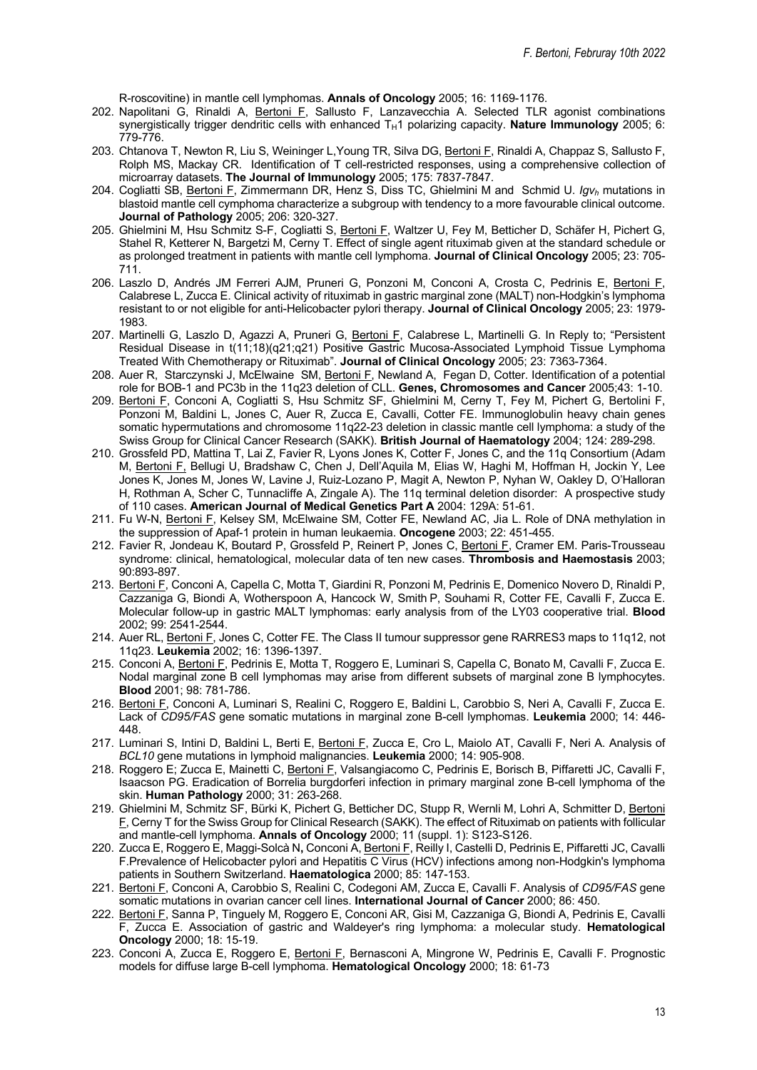R-roscovitine) in mantle cell lymphomas. **Annals of Oncology** 2005; 16: 1169-1176.

202. Napolitani G, Rinaldi A, Bertoni F, Sallusto F, Lanzavecchia A. Selected TLR agonist combinations synergistically trigger dendritic cells with enhanced $T_H1$ polarizing capacity. **Nature Immunology** 2005; 6: 779-776.
203. Chtanova T, Newton R, Liu S, Weininger L,Young TR, Silva DG, Bertoni F, Rinaldi A, Chappaz S, Sallusto F, Rolph MS, Mackay CR. Identification of T cell-restricted responses, using a comprehensive collection of microarray datasets. **The Journal of Immunology** 2005; 175: 7837-7847.
204. Cogliatti SB, Bertoni F, Zimmermann DR, Henz S, Diss TC, Ghielmini M and Schmid U. *Igvh* mutations in blastoid mantle cell cymphoma characterize a subgroup with tendency to a more favourable clinical outcome. **Journal of Pathology** 2005; 206: 320-327.
205. Ghielmini M, Hsu Schmitz S-F, Cogliatti S, Bertoni F, Waltzer U, Fey M, Betticher D, Schäfer H, Pichert G, Stahel R, Ketterer N, Bargetzi M, Cerny T. Effect of single agent rituximab given at the standard schedule or as prolonged treatment in patients with mantle cell lymphoma. **Journal of Clinical Oncology** 2005; 23: 705-711.
206. Laszlo D, Andrés JM Ferreri AJM, Pruneri G, Ponzoni M, Conconi A, Crosta C, Pedrinis E, Bertoni F, Calabrese L, Zucca E. Clinical activity of rituximab in gastric marginal zone (MALT) non-Hodgkin's lymphoma resistant to or not eligible for anti-Helicobacter pylori therapy. **Journal of Clinical Oncology** 2005; 23: 1979-1983.
207. Martinelli G, Laszlo D, Agazzi A, Pruneri G, Bertoni F, Calabrese L, Martinelli G. In Reply to; "Persistent Residual Disease in t(11;18)(q21;q21) Positive Gastric Mucosa-Associated Lymphoid Tissue Lymphoma Treated With Chemotherapy or Rituximab". **Journal of Clinical Oncology** 2005; 23: 7363-7364.
208. Auer R, Starczynski J, McElwaine SM, Bertoni F, Newland A, Fegan D, Cotter. Identification of a potential role for BOB-1 and PC3b in the 11q23 deletion of CLL. **Genes, Chromosomes and Cancer** 2005;43: 1-10.
209. Bertoni F, Conconi A, Cogliatti S, Hsu Schmitz SF, Ghielmini M, Cerny T, Fey M, Pichert G, Bertolini F, Ponzoni M, Baldini L, Jones C, Auer R, Zucca E, Cavalli, Cotter FE. Immunoglobulin heavy chain genes somatic hypermutations and chromosome 11q22-23 deletion in classic mantle cell lymphoma: a study of the Swiss Group for Clinical Cancer Research (SAKK). **British Journal of Haematology** 2004; 124: 289-298.
210. Grossfeld PD, Mattina T, Lai Z, Favier R, Lyons Jones K, Cotter F, Jones C, and the 11q Consortium (Adam M, Bertoni F, Bellugi U, Bradshaw C, Chen J, Dell'Aquila M, Elias W, Haghi M, Hoffman H, Jockin Y, Lee Jones K, Jones M, Jones W, Lavine J, Ruiz-Lozano P, Magit A, Newton P, Nyhan W, Oakley D, O'Halloran H, Rothman A, Scher C, Tunnacliffe A, Zingale A). The 11q terminal deletion disorder: A prospective study of 110 cases. **American Journal of Medical Genetics Part A** 2004: 129A: 51-61.
211. Fu W-N, Bertoni F, Kelsey SM, McElwaine SM, Cotter FE, Newland AC, Jia L. Role of DNA methylation in the suppression of Apaf-1 protein in human leukaemia. **Oncogene** 2003; 22: 451-455.
212. Favier R, Jondeau K, Boutard P, Grossfeld P, Reinert P, Jones C, Bertoni F, Cramer EM. Paris-Trousseau syndrome: clinical, hematological, molecular data of ten new cases. **Thrombosis and Haemostasis** 2003; 90:893-897.
213. Bertoni F, Conconi A, Capella C, Motta T, Giardini R, Ponzoni M, Pedrinis E, Domenico Novero D, Rinaldi P, Cazzaniga G, Biondi A, Wotherspoon A, Hancock W, Smith P, Souhami R, Cotter FE, Cavalli F, Zucca E. Molecular follow-up in gastric MALT lymphomas: early analysis from of the LY03 cooperative trial. **Blood** 2002; 99: 2541-2544.
214. Auer RL, Bertoni F, Jones C, Cotter FE. The Class II tumour suppressor gene RARRES3 maps to 11q12, not 11q23. **Leukemia** 2002; 16: 1396-1397.
215. Conconi A, Bertoni F, Pedrinis E, Motta T, Roggero E, Luminari S, Capella C, Bonato M, Cavalli F, Zucca E. Nodal marginal zone B cell lymphomas may arise from different subsets of marginal zone B lymphocytes. **Blood** 2001; 98: 781-786.
216. Bertoni F, Conconi A, Luminari S, Realini C, Roggero E, Baldini L, Carobbio S, Neri A, Cavalli F, Zucca E. Lack of *CD95/FAS* gene somatic mutations in marginal zone B-cell lymphomas. **Leukemia** 2000; 14: 446-448.
217. Luminari S, Intini D, Baldini L, Berti E, Bertoni F, Zucca E, Cro L, Maiolo AT, Cavalli F, Neri A. Analysis of *BCL10* gene mutations in lymphoid malignancies. **Leukemia** 2000; 14: 905-908.
218. Roggero E; Zucca E, Mainetti C, Bertoni F, Valsangiacomo C, Pedrinis E, Borisch B, Piffaretti JC, Cavalli F, Isaacson PG. Eradication of Borrelia burgdorferi infection in primary marginal zone B-cell lymphoma of the skin. **Human Pathology** 2000; 31: 263-268.
219. Ghielmini M, Schmitz SF, Bürki K, Pichert G, Betticher DC, Stupp R, Wernli M, Lohri A, Schmitter D, Bertoni F, Cerny T for the Swiss Group for Clinical Research (SAKK). The effect of Rituximab on patients with follicular and mantle-cell lymphoma. **Annals of Oncology** 2000; 11 (suppl. 1): S123-S126.
220. Zucca E, Roggero E, Maggi-Solcà N**,** Conconi A, Bertoni F, Reilly I, Castelli D, Pedrinis E, Piffaretti JC, Cavalli F.Prevalence of Helicobacter pylori and Hepatitis C Virus (HCV) infections among non-Hodgkin's lymphoma patients in Southern Switzerland. **Haematologica** 2000; 85: 147-153.
221. Bertoni F, Conconi A, Carobbio S, Realini C, Codegoni AM, Zucca E, Cavalli F. Analysis of *CD95/FAS* gene somatic mutations in ovarian cancer cell lines. **International Journal of Cancer** 2000; 86: 450.
222. Bertoni F, Sanna P, Tinguely M, Roggero E, Conconi AR, Gisi M, Cazzaniga G, Biondi A, Pedrinis E, Cavalli F, Zucca E. Association of gastric and Waldeyer's ring lymphoma: a molecular study. **Hematological Oncology** 2000; 18: 15-19.
223. Conconi A, Zucca E, Roggero E, Bertoni F, Bernasconi A, Mingrone W, Pedrinis E, Cavalli F. Prognostic models for diffuse large B-cell lymphoma. **Hematological Oncology** 2000; 18: 61-73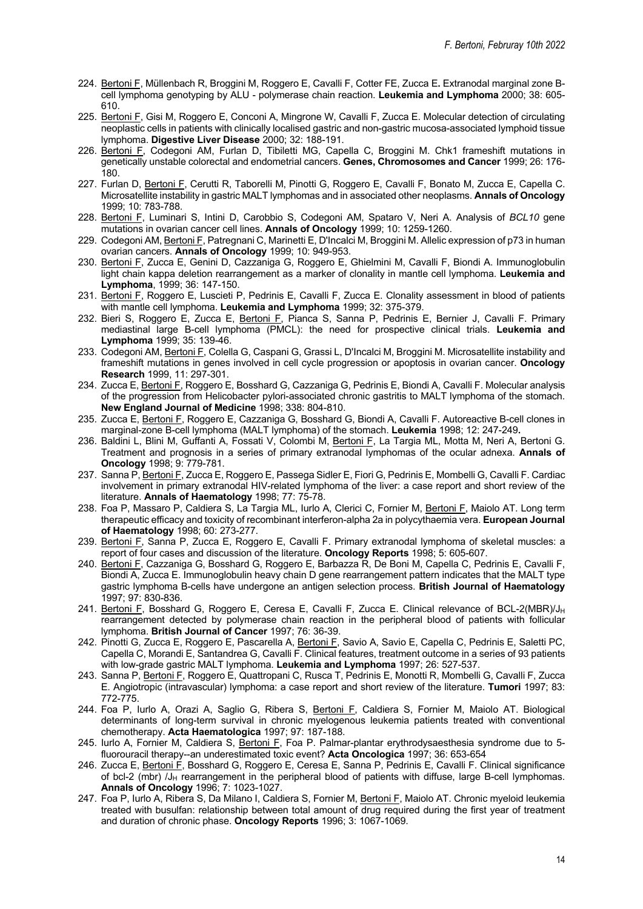224. Bertoni F, Müllenbach R, Broggini M, Roggero E, Cavalli F, Cotter FE, Zucca E**.** Extranodal marginal zone B-cell lymphoma genotyping by ALU - polymerase chain reaction. **Leukemia and Lymphoma** 2000; 38: 605-610.
225. Bertoni F, Gisi M, Roggero E, Conconi A, Mingrone W, Cavalli F, Zucca E. Molecular detection of circulating neoplastic cells in patients with clinically localised gastric and non-gastric mucosa-associated lymphoid tissue lymphoma. **Digestive Liver Disease** 2000; 32: 188-191.
226. Bertoni F, Codegoni AM, Furlan D, Tibiletti MG, Capella C, Broggini M. Chk1 frameshift mutations in genetically unstable colorectal and endometrial cancers. **Genes, Chromosomes and Cancer** 1999; 26: 176-180.
227. Furlan D, Bertoni F, Cerutti R, Taborelli M, Pinotti G, Roggero E, Cavalli F, Bonato M, Zucca E, Capella C. Microsatellite instability in gastric MALT lymphomas and in associated other neoplasms. **Annals of Oncology** 1999; 10: 783-788.
228. Bertoni F, Luminari S, Intini D, Carobbio S, Codegoni AM, Spataro V, Neri A. Analysis of *BCL10* gene mutations in ovarian cancer cell lines. **Annals of Oncology** 1999; 10: 1259-1260.
229. Codegoni AM, Bertoni F, Patregnani C, Marinetti E, D'Incalci M, Broggini M. Allelic expression of p73 in human ovarian cancers. **Annals of Oncology** 1999; 10: 949-953.
230. Bertoni F, Zucca E, Genini D, Cazzaniga G, Roggero E, Ghielmini M, Cavalli F, Biondi A. Immunoglobulin light chain kappa deletion rearrangement as a marker of clonality in mantle cell lymphoma. **Leukemia and Lymphoma**, 1999; 36: 147-150.
231. Bertoni F, Roggero E, Luscieti P, Pedrinis E, Cavalli F, Zucca E. Clonality assessment in blood of patients with mantle cell lymphoma. **Leukemia and Lymphoma** 1999; 32: 375-379.
232. Bieri S, Roggero E, Zucca E, Bertoni F, Pianca S, Sanna P, Pedrinis E, Bernier J, Cavalli F. Primary mediastinal large B-cell lymphoma (PMCL): the need for prospective clinical trials. **Leukemia and Lymphoma** 1999; 35: 139-46.
233. Codegoni AM, Bertoni F, Colella G, Caspani G, Grassi L, D'Incalci M, Broggini M. Microsatellite instability and frameshift mutations in genes involved in cell cycle progression or apoptosis in ovarian cancer. **Oncology Research** 1999, 11: 297-301.
234. Zucca E, Bertoni F, Roggero E, Bosshard G, Cazzaniga G, Pedrinis E, Biondi A, Cavalli F. Molecular analysis of the progression from Helicobacter pylori-associated chronic gastritis to MALT lymphoma of the stomach. **New England Journal of Medicine** 1998; 338: 804-810.
235. Zucca E, Bertoni F, Roggero E, Cazzaniga G, Bosshard G, Biondi A, Cavalli F. Autoreactive B-cell clones in marginal-zone B-cell lymphoma (MALT lymphoma) of the stomach. **Leukemia** 1998; 12: 247-249**.**
236. Baldini L, Blini M, Guffanti A, Fossati V, Colombi M, Bertoni F, La Targia ML, Motta M, Neri A, Bertoni G. Treatment and prognosis in a series of primary extranodal lymphomas of the ocular adnexa. **Annals of Oncology** 1998; 9: 779-781.
237. Sanna P, Bertoni F, Zucca E, Roggero E, Passega Sidler E, Fiori G, Pedrinis E, Mombelli G, Cavalli F. Cardiac involvement in primary extranodal HIV-related lymphoma of the liver: a case report and short review of the literature. **Annals of Haematology** 1998; 77: 75-78.
238. Foa P, Massaro P, Caldiera S, La Targia ML, Iurlo A, Clerici C, Fornier M, Bertoni F, Maiolo AT. Long term therapeutic efficacy and toxicity of recombinant interferon-alpha 2a in polycythaemia vera. **European Journal of Haematology** 1998; 60: 273-277.
239. Bertoni F, Sanna P, Zucca E, Roggero E, Cavalli F. Primary extranodal lymphoma of skeletal muscles: a report of four cases and discussion of the literature. **Oncology Reports** 1998; 5: 605-607.
240. Bertoni F, Cazzaniga G, Bosshard G, Roggero E, Barbazza R, De Boni M, Capella C, Pedrinis E, Cavalli F, Biondi A, Zucca E. Immunoglobulin heavy chain D gene rearrangement pattern indicates that the MALT type gastric lymphoma B-cells have undergone an antigen selection process. **British Journal of Haematology** 1997; 97: 830-836.
241. Bertoni F, Bosshard G, Roggero E, Ceresa E, Cavalli F, Zucca E. Clinical relevance of BCL-2(MBR)/$J_H$ rearrangement detected by polymerase chain reaction in the peripheral blood of patients with follicular lymphoma. **British Journal of Cancer** 1997; 76: 36-39.
242. Pinotti G, Zucca E, Roggero E, Pascarella A, Bertoni F, Savio A, Savio E, Capella C, Pedrinis E, Saletti PC, Capella C, Morandi E, Santandrea G, Cavalli F. Clinical features, treatment outcome in a series of 93 patients with low-grade gastric MALT lymphoma. **Leukemia and Lymphoma** 1997; 26: 527-537.
243. Sanna P, Bertoni F, Roggero E, Quattropani C, Rusca T, Pedrinis E, Monotti R, Mombelli G, Cavalli F, Zucca E. Angiotropic (intravascular) lymphoma: a case report and short review of the literature. **Tumori** 1997; 83: 772-775.
244. Foa P, Iurlo A, Orazi A, Saglio G, Ribera S, Bertoni F, Caldiera S, Fornier M, Maiolo AT. Biological determinants of long-term survival in chronic myelogenous leukemia patients treated with conventional chemotherapy. **Acta Haematologica** 1997; 97: 187-188.
245. Iurlo A, Fornier M, Caldiera S, Bertoni F, Foa P. Palmar-plantar erythrodysaesthesia syndrome due to 5-fluorouracil therapy--an underestimated toxic event? **Acta Oncologica** 1997; 36: 653-654
246. Zucca E, Bertoni F, Bosshard G, Roggero E, Ceresa E, Sanna P, Pedrinis E, Cavalli F. Clinical significance of bcl-2 (mbr) /$J_H$ rearrangement in the peripheral blood of patients with diffuse, large B-cell lymphomas. **Annals of Oncology** 1996; 7: 1023-1027.
247. Foa P, Iurlo A, Ribera S, Da Milano I, Caldiera S, Fornier M, Bertoni F, Maiolo AT. Chronic myeloid leukemia treated with busulfan: relationship between total amount of drug required during the first year of treatment and duration of chronic phase. **Oncology Reports** 1996; 3: 1067-1069.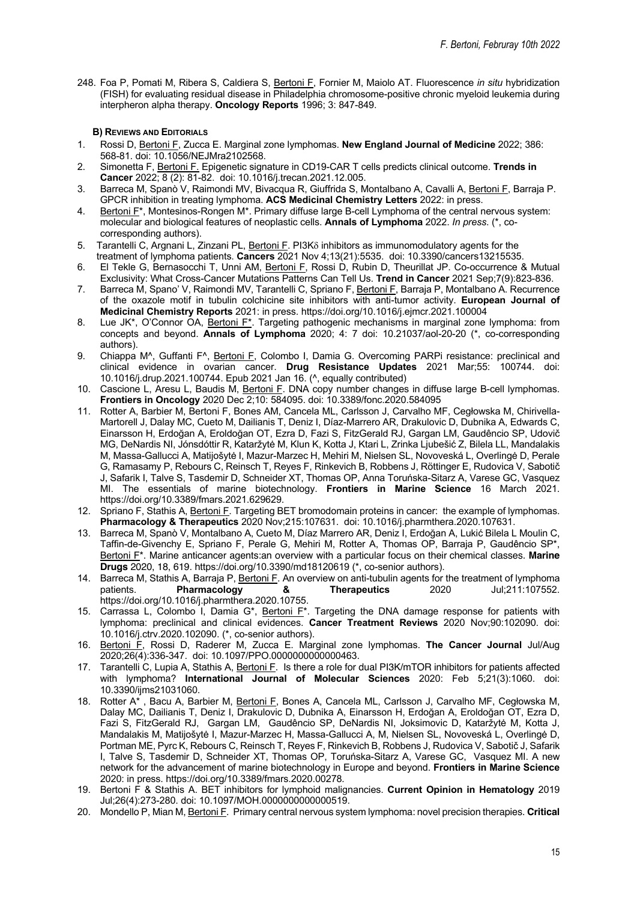248. Foa P, Pomati M, Ribera S, Caldiera S, Bertoni F, Fornier M, Maiolo AT. Fluorescence *in situ* hybridization (FISH) for evaluating residual disease in Philadelphia chromosome-positive chronic myeloid leukemia during interpheron alpha therapy. **Oncology Reports** 1996; 3: 847-849.

**B) Reviews and Editorials**

1. Rossi D, Bertoni F, Zucca E. Marginal zone lymphomas. **New England Journal of Medicine** 2022; 386: 568-81. doi: 10.1056/NEJMra2102568.
2. Simonetta F, Bertoni F. Epigenetic signature in CD19-CAR T cells predicts clinical outcome. **Trends in Cancer** 2022; 8 (2): 81-82. doi: 10.1016/j.trecan.2021.12.005.
3. Barreca M, Spanò V, Raimondi MV, Bivacqua R, Giuffrida S, Montalbano A, Cavalli A, Bertoni F, Barraja P. GPCR inhibition in treating lymphoma. **ACS Medicinal Chemistry Letters** 2022: in press.
4. Bertoni F*, Montesinos-Rongen M*. Primary diffuse large B-cell Lymphoma of the central nervous system: molecular and biological features of neoplastic cells. **Annals of Lymphoma** 2022. *In press*. (*, co-corresponding authors).
5. Tarantelli C, Argnani L, Zinzani PL, Bertoni F. PI3Kδ inhibitors as immunomodulatory agents for the treatment of lymphoma patients. **Cancers** 2021 Nov 4;13(21):5535. doi: 10.3390/cancers13215535.
6. El Tekle G, Bernasocchi T, Unni AM, Bertoni F, Rossi D, Rubin D, Theurillat JP. Co-occurrence & Mutual Exclusivity: What Cross-Cancer Mutations Patterns Can Tell Us. **Trend in Cancer** 2021 Sep;7(9):823-836.
7. Barreca M, Spano' V, Raimondi MV, Tarantelli C, Spriano F, Bertoni F, Barraja P, Montalbano A. Recurrence of the oxazole motif in tubulin colchicine site inhibitors with anti-tumor activity. **European Journal of Medicinal Chemistry Reports** 2021: in press. https://doi.org/10.1016/j.ejmcr.2021.100004
8. Lue JK*, O'Connor OA, Bertoni F*. Targeting pathogenic mechanisms in marginal zone lymphoma: from concepts and beyond. **Annals of Lymphoma** 2020; 4: 7 doi: 10.21037/aol-20-20 (*, co-corresponding authors).
9. Chiappa M^, Guffanti F^, Bertoni F, Colombo I, Damia G. Overcoming PARPi resistance: preclinical and clinical evidence in ovarian cancer. **Drug Resistance Updates** 2021 Mar;55: 100744. doi: 10.1016/j.drup.2021.100744. Epub 2021 Jan 16. (^, equally contributed)
10. Cascione L, Aresu L, Baudis M, Bertoni F. DNA copy number changes in diffuse large B-cell lymphomas. **Frontiers in Oncology** 2020 Dec 2;10: 584095. doi: 10.3389/fonc.2020.584095
11. Rotter A, Barbier M, Bertoni F, Bones AM, Cancela ML, Carlsson J, Carvalho MF, Cegłowska M, Chirivella-Martorell J, Dalay MC, Cueto M, Dailianis T, Deniz I, Díaz-Marrero AR, Drakulovic D, Dubnika A, Edwards C, Einarsson H, Erdoğan A, Eroldoğan OT, Ezra D, Fazi S, FitzGerald RJ, Gargan LM, Gaudêncio SP, Udovič MG, DeNardis NI, Jónsdóttir R, Kataržytė M, Klun K, Kotta J, Ktari L, Zrinka Ljubešić Z, Bilela LL, Mandalakis M, Massa-Gallucci A, Matijošytė I, Mazur-Marzec H, Mehiri M, Nielsen SL, Novoveská L, Overlingė D, Perale G, Ramasamy P, Rebours C, Reinsch T, Reyes F, Rinkevich B, Robbens J, Röttinger E, Rudovica V, Sabotič J, Safarik I, Talve S, Tasdemir D, Schneider XT, Thomas OP, Anna Toruńska-Sitarz A, Varese GC, Vasquez MI. The essentials of marine biotechnology. **Frontiers in Marine Science** 16 March 2021. https://doi.org/10.3389/fmars.2021.629629.
12. Spriano F, Stathis A, Bertoni F. Targeting BET bromodomain proteins in cancer: the example of lymphomas. **Pharmacology & Therapeutics** 2020 Nov;215:107631. doi: 10.1016/j.pharmthera.2020.107631.
13. Barreca M, Spanò V, Montalbano A, Cueto M, Díaz Marrero AR, Deniz I, Erdoğan A, Lukić Bilela L Moulin C, Taffin-de-Givenchy E, Spriano F, Perale G, Mehiri M, Rotter A, Thomas OP, Barraja P, Gaudêncio SP*, Bertoni F*. Marine anticancer agents:an overview with a particular focus on their chemical classes. **Marine Drugs** 2020, 18, 619. https://doi.org/10.3390/md18120619 (*, co-senior authors).
14. Barreca M, Stathis A, Barraja P, Bertoni F. An overview on anti-tubulin agents for the treatment of lymphoma patients. **Pharmacology & Therapeutics** 2020 Jul;211:107552. https://doi.org/10.1016/j.pharmthera.2020.10755.
15. Carrassa L, Colombo I, Damia G*, Bertoni F*. Targeting the DNA damage response for patients with lymphoma: preclinical and clinical evidences. **Cancer Treatment Reviews** 2020 Nov;90:102090. doi: 10.1016/j.ctrv.2020.102090. (*, co-senior authors).
16. Bertoni F, Rossi D, Raderer M, Zucca E. Marginal zone lymphomas. **The Cancer Journal** Jul/Aug 2020;26(4):336-347. doi: 10.1097/PPO.0000000000000463.
17. Tarantelli C, Lupia A, Stathis A, Bertoni F. Is there a role for dual PI3K/mTOR inhibitors for patients affected with lymphoma? **International Journal of Molecular Sciences** 2020: Feb 5;21(3):1060. doi: 10.3390/ijms21031060.
18. Rotter A* , Bacu A, Barbier M, Bertoni F, Bones A, Cancela ML, Carlsson J, Carvalho MF, Cegłowska M, Dalay MC, Dailianis T, Deniz I, Drakulovic D, Dubnika A, Einarsson H, Erdoğan A, Eroldoğan OT, Ezra D, Fazi S, FitzGerald RJ, Gargan LM, Gaudêncio SP, DeNardis NI, Joksimovic D, Kataržytė M, Kotta J, Mandalakis M, Matijošytė I, Mazur-Marzec H, Massa-Gallucci A, M, Nielsen SL, Novoveská L, Overlingė D, Portman ME, Pyrc K, Rebours C, Reinsch T, Reyes F, Rinkevich B, Robbens J, Rudovica V, Sabotič J, Safarik I, Talve S, Tasdemir D, Schneider XT, Thomas OP, Toruńska-Sitarz A, Varese GC, Vasquez MI. A new network for the advancement of marine biotechnology in Europe and beyond. **Frontiers in Marine Science** 2020: in press. https://doi.org/10.3389/fmars.2020.00278.
19. Bertoni F & Stathis A. BET inhibitors for lymphoid malignancies. **Current Opinion in Hematology** 2019 Jul;26(4):273-280. doi: 10.1097/MOH.0000000000000519.
20. Mondello P, Mian M, Bertoni F. Primary central nervous system lymphoma: novel precision therapies. **Critical**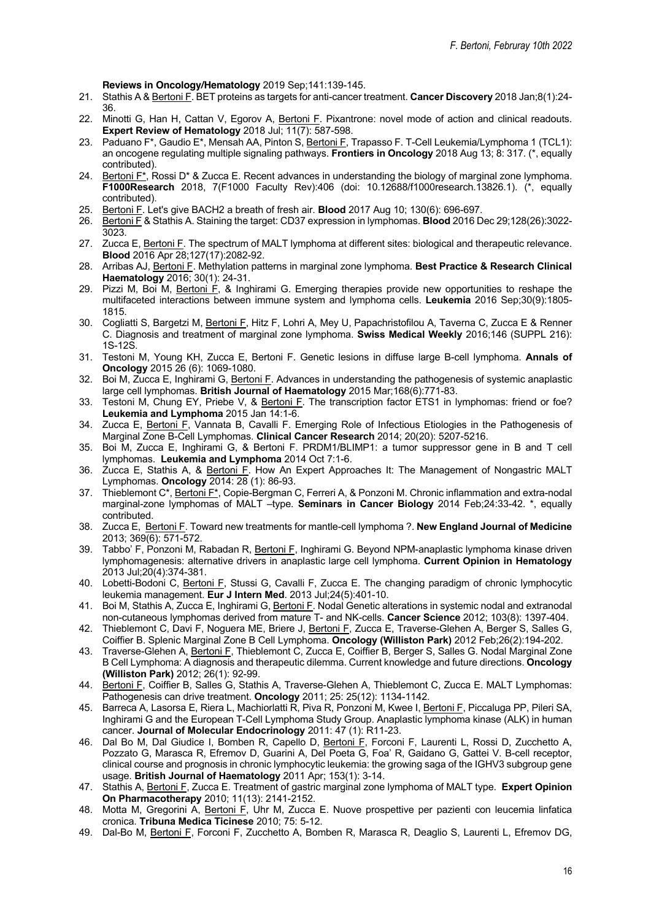**Reviews in Oncology/Hematology** 2019 Sep;141:139-145.

21. Stathis A & Bertoni F. BET proteins as targets for anti-cancer treatment. **Cancer Discovery** 2018 Jan;8(1):24-36.
22. Minotti G, Han H, Cattan V, Egorov A, Bertoni F. Pixantrone: novel mode of action and clinical readouts. **Expert Review of Hematology** 2018 Jul; 11(7): 587-598.
23. Paduano F*, Gaudio E*, Mensah AA, Pinton S, Bertoni F, Trapasso F. T-Cell Leukemia/Lymphoma 1 (TCL1): an oncogene regulating multiple signaling pathways. **Frontiers in Oncology** 2018 Aug 13; 8: 317. (*, equally contributed).
24. Bertoni F*, Rossi D* & Zucca E. Recent advances in understanding the biology of marginal zone lymphoma. **F1000Research** 2018, 7(F1000 Faculty Rev):406 (doi: 10.12688/f1000research.13826.1). (*, equally contributed).
25. Bertoni F. Let's give BACH2 a breath of fresh air. **Blood** 2017 Aug 10; 130(6): 696-697.
26. Bertoni F & Stathis A. Staining the target: CD37 expression in lymphomas. **Blood** 2016 Dec 29;128(26):3022-3023.
27. Zucca E, Bertoni F. The spectrum of MALT lymphoma at different sites: biological and therapeutic relevance. **Blood** 2016 Apr 28;127(17):2082-92.
28. Arribas AJ, Bertoni F. Methylation patterns in marginal zone lymphoma. **Best Practice & Research Clinical Haematology** 2016; 30(1): 24-31.
29. Pizzi M, Boi M, Bertoni F, & Inghirami G. Emerging therapies provide new opportunities to reshape the multifaceted interactions between immune system and lymphoma cells. **Leukemia** 2016 Sep;30(9):1805-1815.
30. Cogliatti S, Bargetzi M, Bertoni F, Hitz F, Lohri A, Mey U, Papachristofilou A, Taverna C, Zucca E & Renner C. Diagnosis and treatment of marginal zone lymphoma. **Swiss Medical Weekly** 2016;146 (SUPPL 216): 1S-12S.
31. Testoni M, Young KH, Zucca E, Bertoni F. Genetic lesions in diffuse large B-cell lymphoma. **Annals of Oncology** 2015 26 (6): 1069-1080.
32. Boi M, Zucca E, Inghirami G, Bertoni F. Advances in understanding the pathogenesis of systemic anaplastic large cell lymphomas. **British Journal of Haematology** 2015 Mar;168(6):771-83.
33. Testoni M, Chung EY, Priebe V, & Bertoni F. The transcription factor ETS1 in lymphomas: friend or foe? **Leukemia and Lymphoma** 2015 Jan 14:1-6.
34. Zucca E, Bertoni F, Vannata B, Cavalli F. Emerging Role of Infectious Etiologies in the Pathogenesis of Marginal Zone B-Cell Lymphomas. **Clinical Cancer Research** 2014; 20(20): 5207-5216.
35. Boi M, Zucca E, Inghirami G, & Bertoni F. PRDM1/BLIMP1: a tumor suppressor gene in B and T cell lymphomas. **Leukemia and Lymphoma** 2014 Oct 7:1-6.
36. Zucca E, Stathis A, & Bertoni F. How An Expert Approaches It: The Management of Nongastric MALT Lymphomas. **Oncology** 2014: 28 (1): 86-93.
37. Thieblemont C*, Bertoni F*, Copie-Bergman C, Ferreri A, & Ponzoni M. Chronic inflammation and extra-nodal marginal-zone lymphomas of MALT –type. **Seminars in Cancer Biology** 2014 Feb;24:33-42. *, equally contributed.
38. Zucca E, Bertoni F. Toward new treatments for mantle-cell lymphoma ?. **New England Journal of Medicine** 2013; 369(6): 571-572.
39. Tabbo' F, Ponzoni M, Rabadan R, Bertoni F, Inghirami G. Beyond NPM-anaplastic lymphoma kinase driven lymphomagenesis: alternative drivers in anaplastic large cell lymphoma. **Current Opinion in Hematology** 2013 Jul;20(4):374-381.
40. Lobetti-Bodoni C, Bertoni F, Stussi G, Cavalli F, Zucca E. The changing paradigm of chronic lymphocytic leukemia management. **Eur J Intern Med**. 2013 Jul;24(5):401-10.
41. Boi M, Stathis A, Zucca E, Inghirami G, Bertoni F. Nodal Genetic alterations in systemic nodal and extranodal non-cutaneous lymphomas derived from mature T- and NK-cells. **Cancer Science** 2012; 103(8): 1397-404.
42. Thieblemont C, Davi F, Noguera ME, Briere J, Bertoni F, Zucca E, Traverse-Glehen A, Berger S, Salles G, Coiffier B. Splenic Marginal Zone B Cell Lymphoma. **Oncology (Williston Park)** 2012 Feb;26(2):194-202.
43. Traverse-Glehen A, Bertoni F, Thieblemont C, Zucca E, Coiffier B, Berger S, Salles G. Nodal Marginal Zone B Cell Lymphoma: A diagnosis and therapeutic dilemma. Current knowledge and future directions. **Oncology (Williston Park)** 2012; 26(1): 92-99.
44. Bertoni F, Coiffier B, Salles G, Stathis A, Traverse-Glehen A, Thieblemont C, Zucca E. MALT Lymphomas: Pathogenesis can drive treatment. **Oncology** 2011; 25: 25(12): 1134-1142.
45. Barreca A, Lasorsa E, Riera L, Machiorlatti R, Piva R, Ponzoni M, Kwee I, Bertoni F, Piccaluga PP, Pileri SA, Inghirami G and the European T-Cell Lymphoma Study Group. Anaplastic lymphoma kinase (ALK) in human cancer. **Journal of Molecular Endocrinology** 2011: 47 (1): R11-23.
46. Dal Bo M, Dal Giudice I, Bomben R, Capello D, Bertoni F, Forconi F, Laurenti L, Rossi D, Zucchetto A, Pozzato G, Marasca R, Efremov D, Guarini A, Del Poeta G, Foa' R, Gaidano G, Gattei V. B-cell receptor, clinical course and prognosis in chronic lymphocytic leukemia: the growing saga of the IGHV3 subgroup gene usage. **British Journal of Haematology** 2011 Apr; 153(1): 3-14.
47. Stathis A, Bertoni F, Zucca E. Treatment of gastric marginal zone lymphoma of MALT type. **Expert Opinion On Pharmacotherapy** 2010; 11(13): 2141-2152.
48. Motta M, Gregorini A, Bertoni F, Uhr M, Zucca E. Nuove prospettive per pazienti con leucemia linfatica cronica. **Tribuna Medica Ticinese** 2010; 75: 5-12.
49. Dal-Bo M, Bertoni F, Forconi F, Zucchetto A, Bomben R, Marasca R, Deaglio S, Laurenti L, Efremov DG,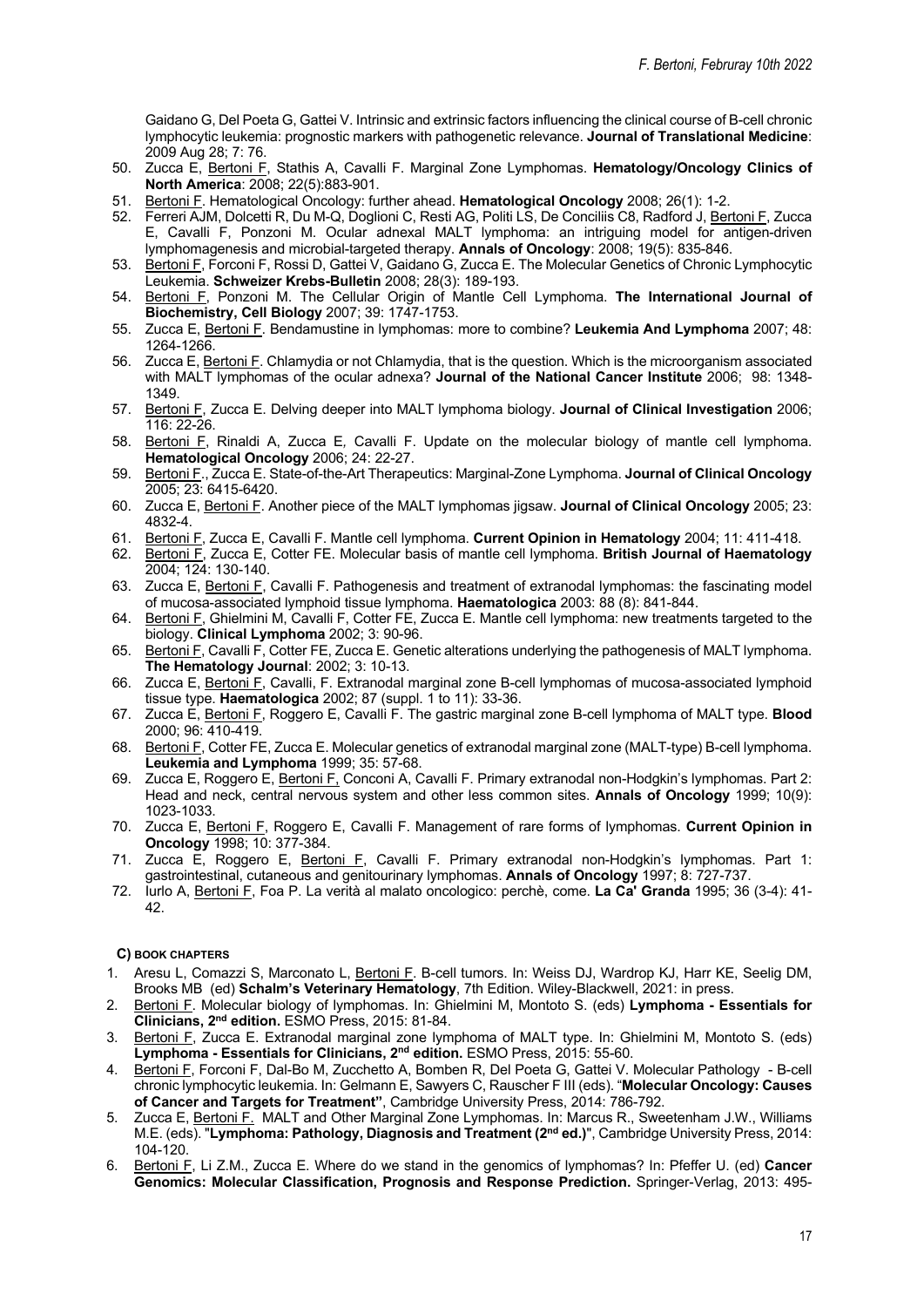Gaidano G, Del Poeta G, Gattei V. Intrinsic and extrinsic factors influencing the clinical course of B-cell chronic lymphocytic leukemia: prognostic markers with pathogenetic relevance. **Journal of Translational Medicine**: 2009 Aug 28; 7: 76.

50. Zucca E, Bertoni F, Stathis A, Cavalli F. Marginal Zone Lymphomas. **Hematology/Oncology Clinics of North America**: 2008; 22(5):883-901.
51. Bertoni F. Hematological Oncology: further ahead. **Hematological Oncology** 2008; 26(1): 1-2.
52. Ferreri AJM, Dolcetti R, Du M-Q, Doglioni C, Resti AG, Politi LS, De Conciliis C8, Radford J, Bertoni F, Zucca E, Cavalli F, Ponzoni M. Ocular adnexal MALT lymphoma: an intriguing model for antigen-driven lymphomagenesis and microbial-targeted therapy. **Annals of Oncology**: 2008; 19(5): 835-846.
53. Bertoni F, Forconi F, Rossi D, Gattei V, Gaidano G, Zucca E. The Molecular Genetics of Chronic Lymphocytic Leukemia. **Schweizer Krebs-Bulletin** 2008; 28(3): 189-193.
54. Bertoni F, Ponzoni M. The Cellular Origin of Mantle Cell Lymphoma. **The International Journal of Biochemistry, Cell Biology** 2007; 39: 1747-1753.
55. Zucca E, Bertoni F. Bendamustine in lymphomas: more to combine? **Leukemia And Lymphoma** 2007; 48: 1264-1266.
56. Zucca E, Bertoni F. Chlamydia or not Chlamydia, that is the question. Which is the microorganism associated with MALT lymphomas of the ocular adnexa? **Journal of the National Cancer Institute** 2006; 98: 1348-1349.
57. Bertoni F, Zucca E. Delving deeper into MALT lymphoma biology. **Journal of Clinical Investigation** 2006; 116: 22-26.
58. Bertoni F, Rinaldi A, Zucca E, Cavalli F. Update on the molecular biology of mantle cell lymphoma. **Hematological Oncology** 2006; 24: 22-27.
59. Bertoni F., Zucca E. State-of-the-Art Therapeutics: Marginal-Zone Lymphoma. **Journal of Clinical Oncology** 2005; 23: 6415-6420.
60. Zucca E, Bertoni F. Another piece of the MALT lymphomas jigsaw. **Journal of Clinical Oncology** 2005; 23: 4832-4.
61. Bertoni F, Zucca E, Cavalli F. Mantle cell lymphoma. **Current Opinion in Hematology** 2004; 11: 411-418.
62. Bertoni F, Zucca E, Cotter FE. Molecular basis of mantle cell lymphoma. **British Journal of Haematology** 2004; 124: 130-140.
63. Zucca E, Bertoni F, Cavalli F. Pathogenesis and treatment of extranodal lymphomas: the fascinating model of mucosa-associated lymphoid tissue lymphoma. **Haematologica** 2003: 88 (8): 841-844.
64. Bertoni F, Ghielmini M, Cavalli F, Cotter FE, Zucca E. Mantle cell lymphoma: new treatments targeted to the biology. **Clinical Lymphoma** 2002; 3: 90-96.
65. Bertoni F, Cavalli F, Cotter FE, Zucca E. Genetic alterations underlying the pathogenesis of MALT lymphoma. **The Hematology Journal**: 2002; 3: 10-13.
66. Zucca E, Bertoni F, Cavalli, F. Extranodal marginal zone B-cell lymphomas of mucosa-associated lymphoid tissue type. **Haematologica** 2002; 87 (suppl. 1 to 11): 33-36.
67. Zucca E, Bertoni F, Roggero E, Cavalli F. The gastric marginal zone B-cell lymphoma of MALT type. **Blood** 2000; 96: 410-419.
68. Bertoni F, Cotter FE, Zucca E. Molecular genetics of extranodal marginal zone (MALT-type) B-cell lymphoma. **Leukemia and Lymphoma** 1999; 35: 57-68.
69. Zucca E, Roggero E, Bertoni F, Conconi A, Cavalli F. Primary extranodal non-Hodgkin's lymphomas. Part 2: Head and neck, central nervous system and other less common sites. **Annals of Oncology** 1999; 10(9): 1023-1033.
70. Zucca E, Bertoni F, Roggero E, Cavalli F. Management of rare forms of lymphomas. **Current Opinion in Oncology** 1998; 10: 377-384.
71. Zucca E, Roggero E, Bertoni F, Cavalli F. Primary extranodal non-Hodgkin's lymphomas. Part 1: gastrointestinal, cutaneous and genitourinary lymphomas. **Annals of Oncology** 1997; 8: 727-737.
72. Iurlo A, Bertoni F, Foa P. La verità al malato oncologico: perchè, come. **La Ca' Granda** 1995; 36 (3-4): 41-42.

#### C) BOOK CHAPTERS

1. Aresu L, Comazzi S, Marconato L, Bertoni F. B-cell tumors. In: Weiss DJ, Wardrop KJ, Harr KE, Seelig DM, Brooks MB (ed) **Schalm's Veterinary Hematology**, 7th Edition. Wiley-Blackwell, 2021: in press.
2. Bertoni F. Molecular biology of lymphomas. In: Ghielmini M, Montoto S. (eds) **Lymphoma - Essentials for Clinicians, 2nd edition.** ESMO Press, 2015: 81-84.
3. Bertoni F, Zucca E. Extranodal marginal zone lymphoma of MALT type. In: Ghielmini M, Montoto S. (eds) **Lymphoma - Essentials for Clinicians, 2nd edition.** ESMO Press, 2015: 55-60.
4. Bertoni F, Forconi F, Dal-Bo M, Zucchetto A, Bomben R, Del Poeta G, Gattei V. Molecular Pathology - B-cell chronic lymphocytic leukemia. In: Gelmann E, Sawyers C, Rauscher F III (eds). "**Molecular Oncology: Causes of Cancer and Targets for Treatment**", Cambridge University Press, 2014: 786-792.
5. Zucca E, Bertoni F. MALT and Other Marginal Zone Lymphomas. In: Marcus R., Sweetenham J.W., Williams M.E. (eds). "**Lymphoma: Pathology, Diagnosis and Treatment (2nd ed.)**", Cambridge University Press, 2014: 104-120.
6. Bertoni F, Li Z.M., Zucca E. Where do we stand in the genomics of lymphomas? In: Pfeffer U. (ed) **Cancer Genomics: Molecular Classification, Prognosis and Response Prediction.** Springer-Verlag, 2013: 495-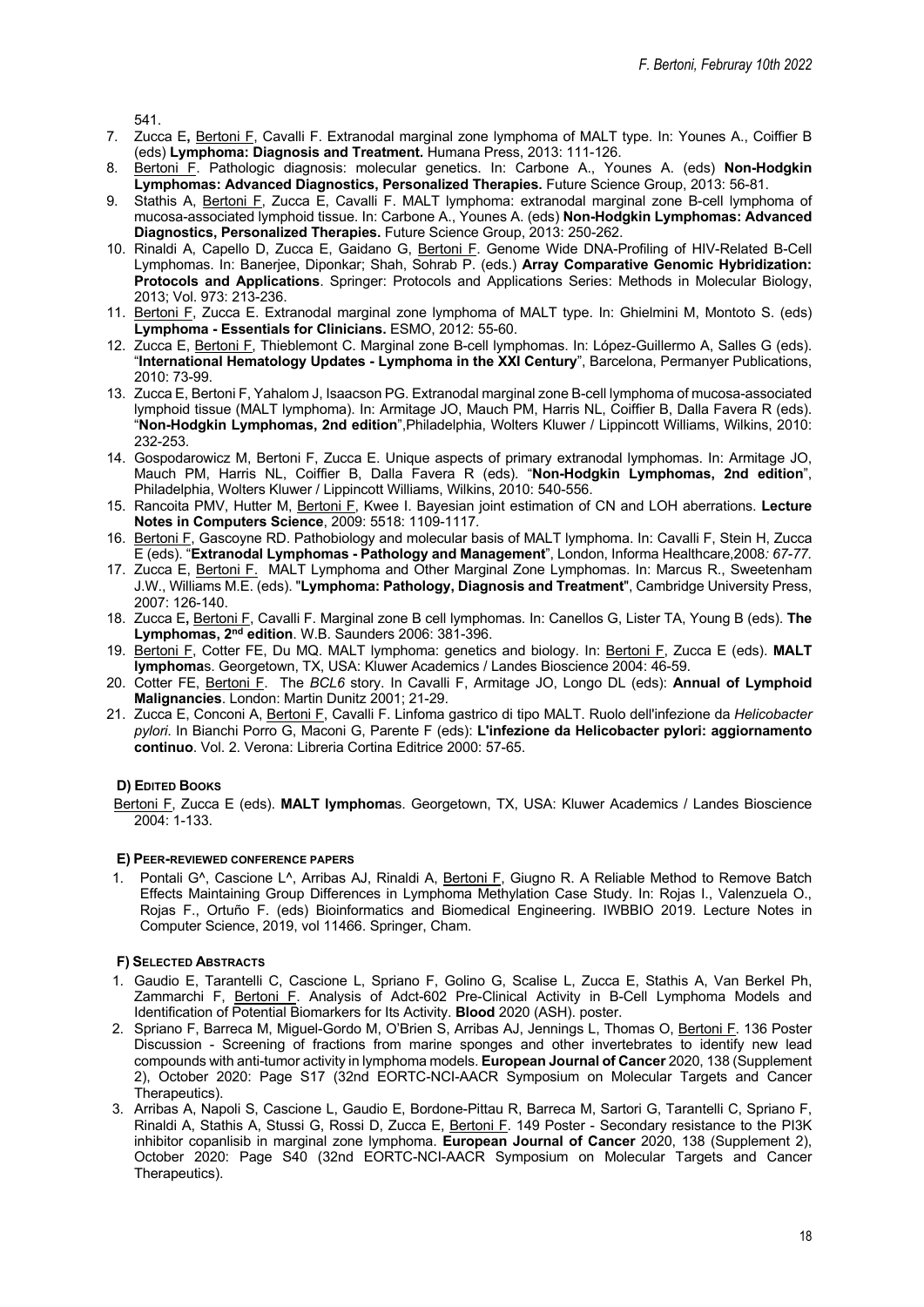541.

7. Zucca E**,** Bertoni F, Cavalli F. Extranodal marginal zone lymphoma of MALT type. In: Younes A., Coiffier B (eds) **Lymphoma: Diagnosis and Treatment.** Humana Press, 2013: 111-126.
8. Bertoni F. Pathologic diagnosis: molecular genetics. In: Carbone A., Younes A. (eds) **Non-Hodgkin Lymphomas: Advanced Diagnostics, Personalized Therapies.** Future Science Group, 2013: 56-81.
9. Stathis A, Bertoni F, Zucca E, Cavalli F. MALT lymphoma: extranodal marginal zone B-cell lymphoma of mucosa-associated lymphoid tissue. In: Carbone A., Younes A. (eds) **Non-Hodgkin Lymphomas: Advanced Diagnostics, Personalized Therapies.** Future Science Group, 2013: 250-262.
10. Rinaldi A, Capello D, Zucca E, Gaidano G, Bertoni F. Genome Wide DNA-Profiling of HIV-Related B-Cell Lymphomas. In: Banerjee, Diponkar; Shah, Sohrab P. (eds.) **Array Comparative Genomic Hybridization: Protocols and Applications**. Springer: Protocols and Applications Series: Methods in Molecular Biology, 2013; Vol. 973: 213-236.
11. Bertoni F, Zucca E. Extranodal marginal zone lymphoma of MALT type. In: Ghielmini M, Montoto S. (eds) **Lymphoma - Essentials for Clinicians.** ESMO, 2012: 55-60.
12. Zucca E, Bertoni F, Thieblemont C. Marginal zone B-cell lymphomas. In: López-Guillermo A, Salles G (eds). "**International Hematology Updates - Lymphoma in the XXI Century**", Barcelona, Permanyer Publications, 2010: 73-99.
13. Zucca E, Bertoni F, Yahalom J, Isaacson PG. Extranodal marginal zone B-cell lymphoma of mucosa-associated lymphoid tissue (MALT lymphoma). In: Armitage JO, Mauch PM, Harris NL, Coiffier B, Dalla Favera R (eds). "**Non-Hodgkin Lymphomas, 2nd edition**",Philadelphia, Wolters Kluwer / Lippincott Williams, Wilkins, 2010: 232-253.
14. Gospodarowicz M, Bertoni F, Zucca E. Unique aspects of primary extranodal lymphomas. In: Armitage JO, Mauch PM, Harris NL, Coiffier B, Dalla Favera R (eds). "**Non-Hodgkin Lymphomas, 2nd edition**", Philadelphia, Wolters Kluwer / Lippincott Williams, Wilkins, 2010: 540-556.
15. Rancoita PMV, Hutter M, Bertoni F, Kwee I. Bayesian joint estimation of CN and LOH aberrations. **Lecture Notes in Computers Science**, 2009: 5518: 1109-1117.
16. Bertoni F, Gascoyne RD. Pathobiology and molecular basis of MALT lymphoma. In: Cavalli F, Stein H, Zucca E (eds). "**Extranodal Lymphomas - Pathology and Management**", London, Informa Healthcare,2008*: 67-77.*
17. Zucca E, Bertoni F. MALT Lymphoma and Other Marginal Zone Lymphomas. In: Marcus R., Sweetenham J.W., Williams M.E. (eds). "**Lymphoma: Pathology, Diagnosis and Treatment**", Cambridge University Press, 2007: 126-140.
18. Zucca E**,** Bertoni F, Cavalli F. Marginal zone B cell lymphomas. In: Canellos G, Lister TA, Young B (eds). **The Lymphomas, 2nd edition**. W.B. Saunders 2006: 381-396.
19. Bertoni F, Cotter FE, Du MQ. MALT lymphoma: genetics and biology. In: Bertoni F, Zucca E (eds). **MALT lymphoma**s. Georgetown, TX, USA: Kluwer Academics / Landes Bioscience 2004: 46-59.
20. Cotter FE, Bertoni F. The *BCL6* story. In Cavalli F, Armitage JO, Longo DL (eds): **Annual of Lymphoid Malignancies**. London: Martin Dunitz 2001; 21-29.
21. Zucca E, Conconi A, Bertoni F, Cavalli F. Linfoma gastrico di tipo MALT. Ruolo dell'infezione da *Helicobacter pylori*. In Bianchi Porro G, Maconi G, Parente F (eds): **L'infezione da Helicobacter pylori: aggiornamento continuo**. Vol. 2. Verona: Libreria Cortina Editrice 2000: 57-65.

#### D) Edited Books

Bertoni F, Zucca E (eds). **MALT lymphoma**s. Georgetown, TX, USA: Kluwer Academics / Landes Bioscience 2004: 1-133.

#### E) Peer-reviewed conference papers

1. Pontali G^, Cascione L^, Arribas AJ, Rinaldi A, Bertoni F, Giugno R. A Reliable Method to Remove Batch Effects Maintaining Group Differences in Lymphoma Methylation Case Study. In: Rojas I., Valenzuela O., Rojas F., Ortuño F. (eds) Bioinformatics and Biomedical Engineering. IWBBIO 2019. Lecture Notes in Computer Science, 2019, vol 11466. Springer, Cham.

#### F) Selected Abstracts

1. Gaudio E, Tarantelli C, Cascione L, Spriano F, Golino G, Scalise L, Zucca E, Stathis A, Van Berkel Ph, Zammarchi F, Bertoni F. Analysis of Adct-602 Pre-Clinical Activity in B-Cell Lymphoma Models and Identification of Potential Biomarkers for Its Activity. **Blood** 2020 (ASH). poster.
2. Spriano F, Barreca M, Miguel-Gordo M, O'Brien S, Arribas AJ, Jennings L, Thomas O, Bertoni F. 136 Poster Discussion - Screening of fractions from marine sponges and other invertebrates to identify new lead compounds with anti-tumor activity in lymphoma models. **European Journal of Cancer** 2020, 138 (Supplement 2), October 2020: Page S17 (32nd EORTC-NCI-AACR Symposium on Molecular Targets and Cancer Therapeutics).
3. Arribas A, Napoli S, Cascione L, Gaudio E, Bordone-Pittau R, Barreca M, Sartori G, Tarantelli C, Spriano F, Rinaldi A, Stathis A, Stussi G, Rossi D, Zucca E, Bertoni F. 149 Poster - Secondary resistance to the PI3K inhibitor copanlisib in marginal zone lymphoma. **European Journal of Cancer** 2020, 138 (Supplement 2), October 2020: Page S40 (32nd EORTC-NCI-AACR Symposium on Molecular Targets and Cancer Therapeutics).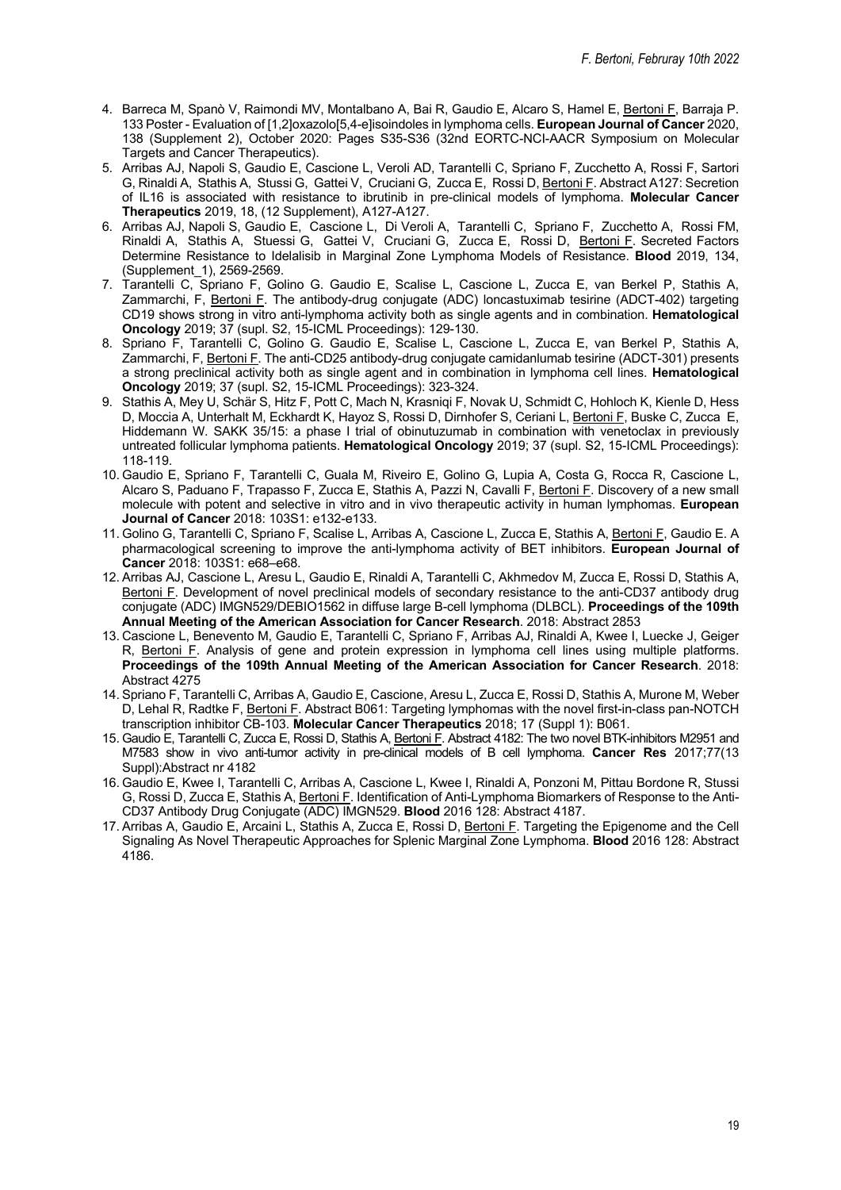4. Barreca M, Spanò V, Raimondi MV, Montalbano A, Bai R, Gaudio E, Alcaro S, Hamel E, Bertoni F, Barraja P. 133 Poster - Evaluation of [1,2]oxazolo[5,4-e]isoindoles in lymphoma cells. **European Journal of Cancer** 2020, 138 (Supplement 2), October 2020: Pages S35-S36 (32nd EORTC-NCI-AACR Symposium on Molecular Targets and Cancer Therapeutics).
5. Arribas AJ, Napoli S, Gaudio E, Cascione L, Veroli AD, Tarantelli C, Spriano F, Zucchetto A, Rossi F, Sartori G, Rinaldi A, Stathis A, Stussi G, Gattei V, Cruciani G, Zucca E, Rossi D, Bertoni F. Abstract A127: Secretion of IL16 is associated with resistance to ibrutinib in pre-clinical models of lymphoma. **Molecular Cancer Therapeutics** 2019, 18, (12 Supplement), A127-A127.
6. Arribas AJ, Napoli S, Gaudio E, Cascione L, Di Veroli A, Tarantelli C, Spriano F, Zucchetto A, Rossi FM, Rinaldi A, Stathis A, Stuessi G, Gattei V, Cruciani G, Zucca E, Rossi D, Bertoni F. Secreted Factors Determine Resistance to Idelalisib in Marginal Zone Lymphoma Models of Resistance. **Blood** 2019, 134, (Supplement_1), 2569-2569.
7. Tarantelli C, Spriano F, Golino G. Gaudio E, Scalise L, Cascione L, Zucca E, van Berkel P, Stathis A, Zammarchi, F, Bertoni F. The antibody-drug conjugate (ADC) loncastuximab tesirine (ADCT-402) targeting CD19 shows strong in vitro anti-lymphoma activity both as single agents and in combination. **Hematological Oncology** 2019; 37 (supl. S2, 15-ICML Proceedings): 129-130.
8. Spriano F, Tarantelli C, Golino G. Gaudio E, Scalise L, Cascione L, Zucca E, van Berkel P, Stathis A, Zammarchi, F, Bertoni F. The anti-CD25 antibody-drug conjugate camidanlumab tesirine (ADCT-301) presents a strong preclinical activity both as single agent and in combination in lymphoma cell lines. **Hematological Oncology** 2019; 37 (supl. S2, 15-ICML Proceedings): 323-324.
9. Stathis A, Mey U, Schär S, Hitz F, Pott C, Mach N, Krasniqi F, Novak U, Schmidt C, Hohloch K, Kienle D, Hess D, Moccia A, Unterhalt M, Eckhardt K, Hayoz S, Rossi D, Dirnhofer S, Ceriani L, Bertoni F, Buske C, Zucca E, Hiddemann W. SAKK 35/15: a phase I trial of obinutuzumab in combination with venetoclax in previously untreated follicular lymphoma patients. **Hematological Oncology** 2019; 37 (supl. S2, 15-ICML Proceedings): 118-119.
10. Gaudio E, Spriano F, Tarantelli C, Guala M, Riveiro E, Golino G, Lupia A, Costa G, Rocca R, Cascione L, Alcaro S, Paduano F, Trapasso F, Zucca E, Stathis A, Pazzi N, Cavalli F, Bertoni F. Discovery of a new small molecule with potent and selective in vitro and in vivo therapeutic activity in human lymphomas. **European Journal of Cancer** 2018: 103S1: e132-e133.
11. Golino G, Tarantelli C, Spriano F, Scalise L, Arribas A, Cascione L, Zucca E, Stathis A, Bertoni F, Gaudio E. A pharmacological screening to improve the anti-lymphoma activity of BET inhibitors. **European Journal of Cancer** 2018: 103S1: e68–e68.
12. Arribas AJ, Cascione L, Aresu L, Gaudio E, Rinaldi A, Tarantelli C, Akhmedov M, Zucca E, Rossi D, Stathis A, Bertoni F. Development of novel preclinical models of secondary resistance to the anti-CD37 antibody drug conjugate (ADC) IMGN529/DEBIO1562 in diffuse large B-cell lymphoma (DLBCL). **Proceedings of the 109th Annual Meeting of the American Association for Cancer Research**. 2018: Abstract 2853
13. Cascione L, Benevento M, Gaudio E, Tarantelli C, Spriano F, Arribas AJ, Rinaldi A, Kwee I, Luecke J, Geiger R, Bertoni F. Analysis of gene and protein expression in lymphoma cell lines using multiple platforms. **Proceedings of the 109th Annual Meeting of the American Association for Cancer Research**. 2018: Abstract 4275
14. Spriano F, Tarantelli C, Arribas A, Gaudio E, Cascione, Aresu L, Zucca E, Rossi D, Stathis A, Murone M, Weber D, Lehal R, Radtke F, Bertoni F. Abstract B061: Targeting lymphomas with the novel first-in-class pan-NOTCH transcription inhibitor CB-103. **Molecular Cancer Therapeutics** 2018; 17 (Suppl 1): B061.
15. Gaudio E, Tarantelli C, Zucca E, Rossi D, Stathis A, Bertoni F. Abstract 4182: The two novel BTK-inhibitors M2951 and M7583 show in vivo anti-tumor activity in pre-clinical models of B cell lymphoma. **Cancer Res** 2017;77(13 Suppl):Abstract nr 4182
16. Gaudio E, Kwee I, Tarantelli C, Arribas A, Cascione L, Kwee I, Rinaldi A, Ponzoni M, Pittau Bordone R, Stussi G, Rossi D, Zucca E, Stathis A, Bertoni F. Identification of Anti-Lymphoma Biomarkers of Response to the Anti-CD37 Antibody Drug Conjugate (ADC) IMGN529. **Blood** 2016 128: Abstract 4187.
17. Arribas A, Gaudio E, Arcaini L, Stathis A, Zucca E, Rossi D, Bertoni F. Targeting the Epigenome and the Cell Signaling As Novel Therapeutic Approaches for Splenic Marginal Zone Lymphoma. **Blood** 2016 128: Abstract 4186.